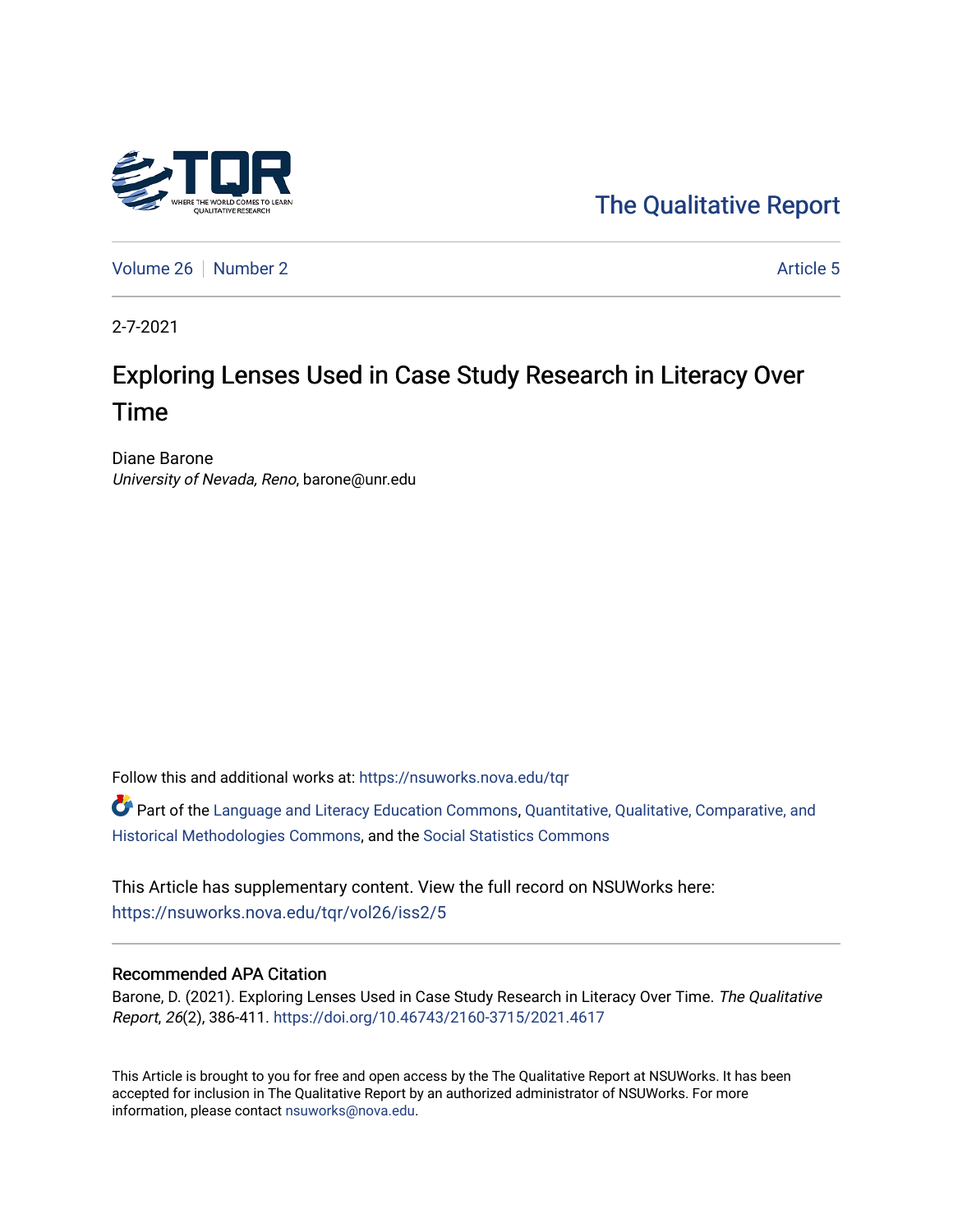The Qualitative Report

Volume 26 | Number 2 | Article 5

2-7-2021

# Exploring Lenses Used in Case Study Research in Literacy Over Time

Diane Barone
*University of Nevada, Reno*, barone@unr.edu

Follow this and additional works at: https://nsuworks.nova.edu/tqr

Part of the Language and Literacy Education Commons, Quantitative, Qualitative, Comparative, and Historical Methodologies Commons, and the Social Statistics Commons

This Article has supplementary content. View the full record on NSUWorks here: https://nsuworks.nova.edu/tqr/vol26/iss2/5

## Recommended APA Citation

Barone, D. (2021). Exploring Lenses Used in Case Study Research in Literacy Over Time. *The Qualitative Report*, *26*(2), 386-411. https://doi.org/10.46743/2160-3715/2021.4617

This Article is brought to you for free and open access by the The Qualitative Report at NSUWorks. It has been accepted for inclusion in The Qualitative Report by an authorized administrator of NSUWorks. For more information, please contact nsuworks@nova.edu.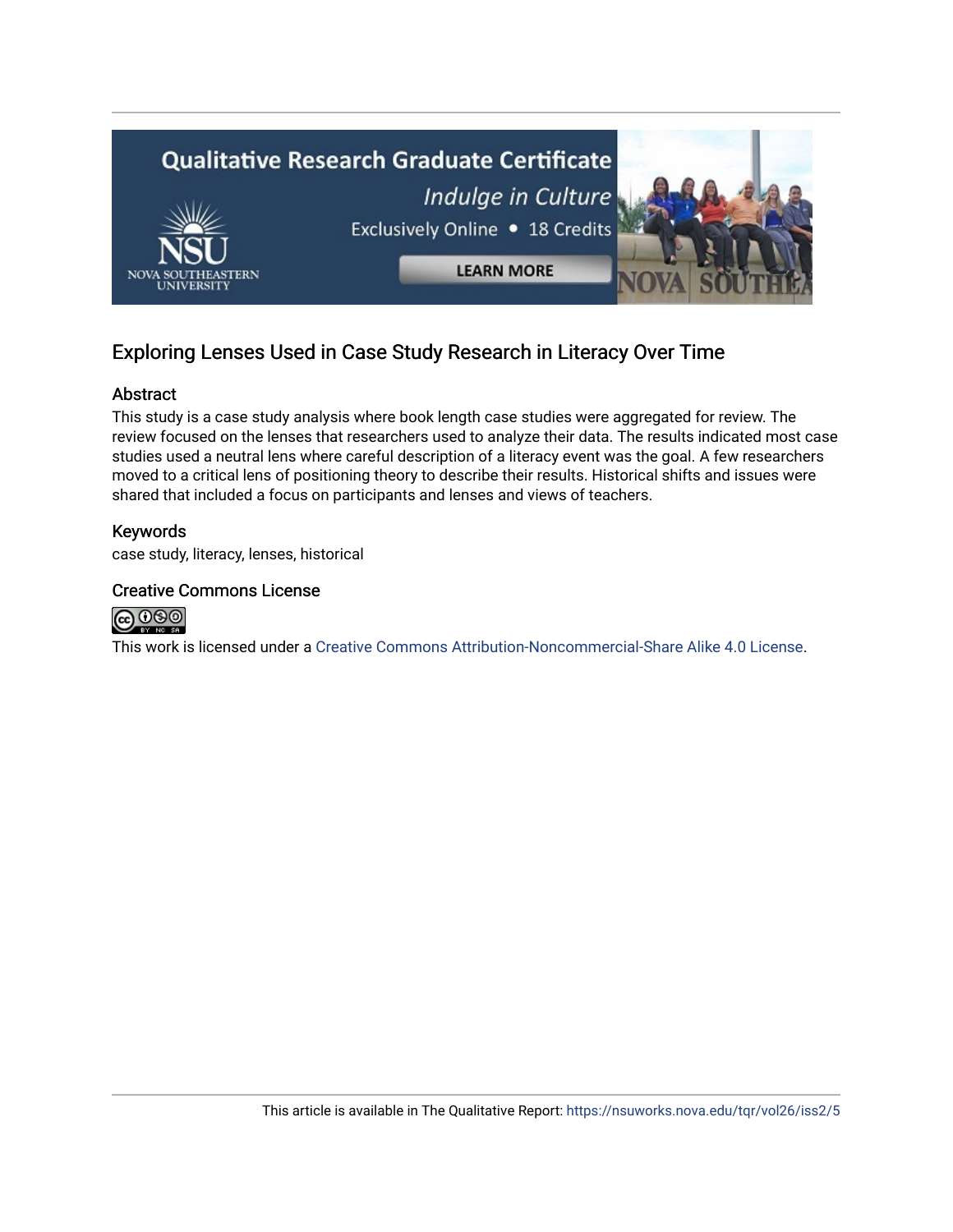# Exploring Lenses Used in Case Study Research in Literacy Over Time

## Abstract

This study is a case study analysis where book length case studies were aggregated for review. The review focused on the lenses that researchers used to analyze their data. The results indicated most case studies used a neutral lens where careful description of a literacy event was the goal. A few researchers moved to a critical lens of positioning theory to describe their results. Historical shifts and issues were shared that included a focus on participants and lenses and views of teachers.

## Keywords

case study, literacy, lenses, historical

## Creative Commons License

This work is licensed under a Creative Commons Attribution-Noncommercial-Share Alike 4.0 License.

This article is available in The Qualitative Report: https://nsuworks.nova.edu/tqr/vol26/iss2/5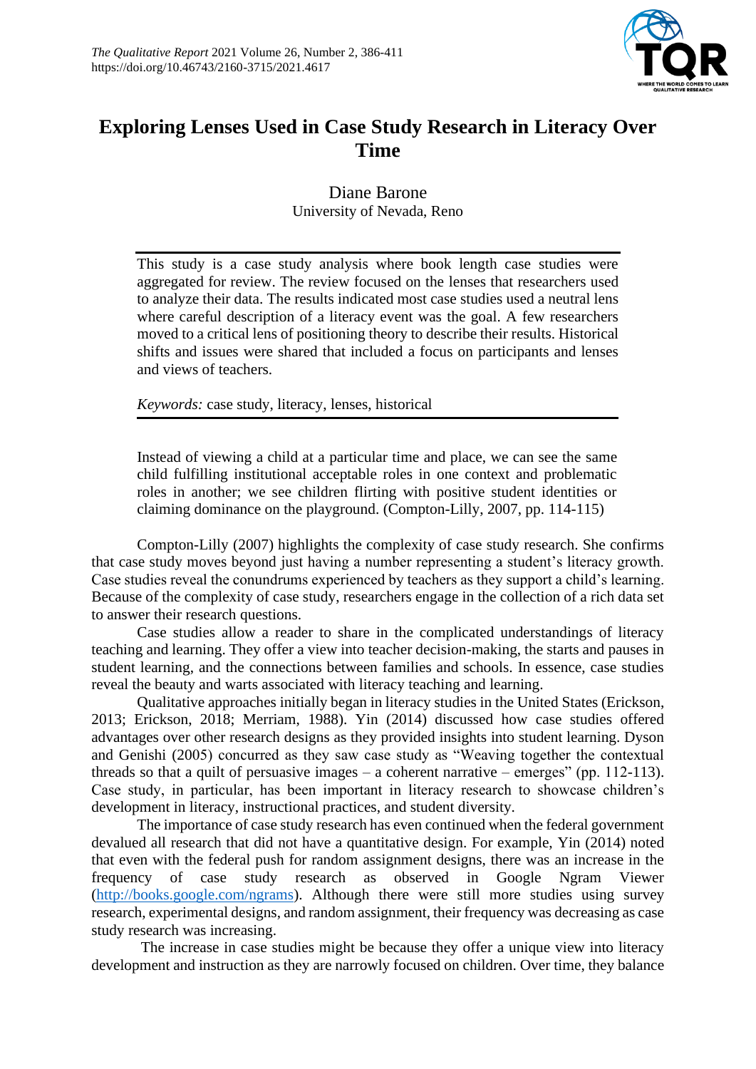# Exploring Lenses Used in Case Study Research in Literacy Over Time

Diane Barone
University of Nevada, Reno

> This study is a case study analysis where book length case studies were aggregated for review. The review focused on the lenses that researchers used to analyze their data. The results indicated most case studies used a neutral lens where careful description of a literacy event was the goal. A few researchers moved to a critical lens of positioning theory to describe their results. Historical shifts and issues were shared that included a focus on participants and lenses and views of teachers.
>
> *Keywords:* case study, literacy, lenses, historical

> Instead of viewing a child at a particular time and place, we can see the same child fulfilling institutional acceptable roles in one context and problematic roles in another; we see children flirting with positive student identities or claiming dominance on the playground. (Compton-Lilly, 2007, pp. 114-115)

Compton-Lilly (2007) highlights the complexity of case study research. She confirms that case study moves beyond just having a number representing a student's literacy growth. Case studies reveal the conundrums experienced by teachers as they support a child's learning. Because of the complexity of case study, researchers engage in the collection of a rich data set to answer their research questions.

Case studies allow a reader to share in the complicated understandings of literacy teaching and learning. They offer a view into teacher decision-making, the starts and pauses in student learning, and the connections between families and schools. In essence, case studies reveal the beauty and warts associated with literacy teaching and learning.

Qualitative approaches initially began in literacy studies in the United States (Erickson, 2013; Erickson, 2018; Merriam, 1988). Yin (2014) discussed how case studies offered advantages over other research designs as they provided insights into student learning. Dyson and Genishi (2005) concurred as they saw case study as "Weaving together the contextual threads so that a quilt of persuasive images – a coherent narrative – emerges" (pp. 112-113). Case study, in particular, has been important in literacy research to showcase children's development in literacy, instructional practices, and student diversity.

The importance of case study research has even continued when the federal government devalued all research that did not have a quantitative design. For example, Yin (2014) noted that even with the federal push for random assignment designs, there was an increase in the frequency of case study research as observed in Google Ngram Viewer (http://books.google.com/ngrams). Although there were still more studies using survey research, experimental designs, and random assignment, their frequency was decreasing as case study research was increasing.

The increase in case studies might be because they offer a unique view into literacy development and instruction as they are narrowly focused on children. Over time, they balance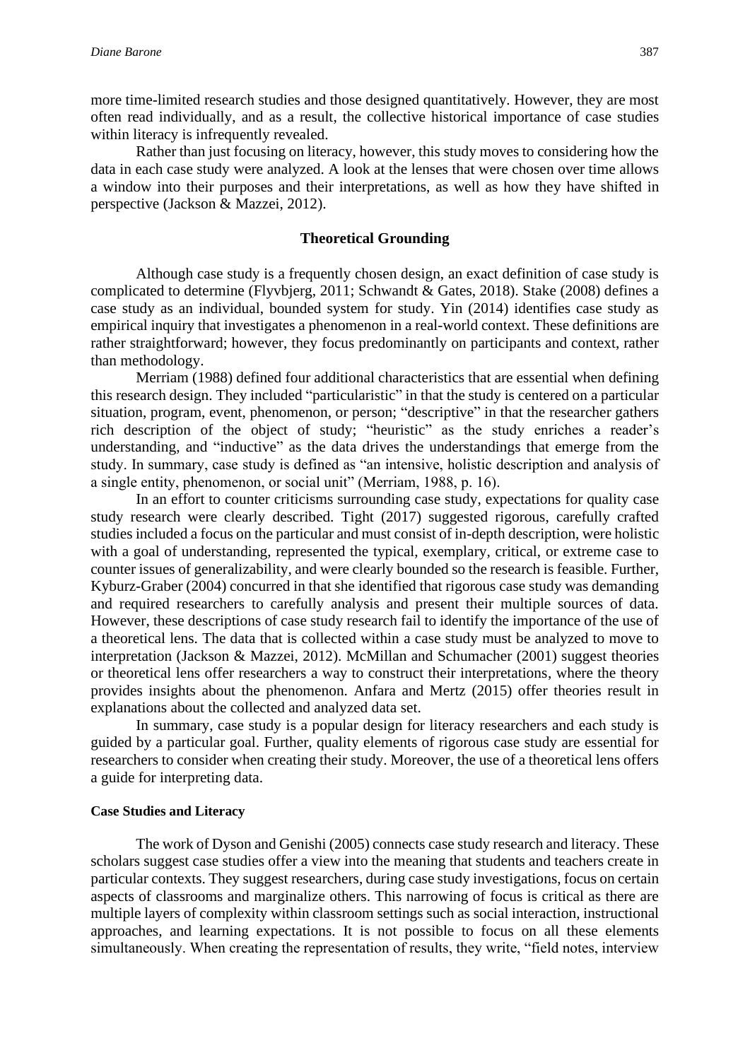more time-limited research studies and those designed quantitatively. However, they are most often read individually, and as a result, the collective historical importance of case studies within literacy is infrequently revealed.

Rather than just focusing on literacy, however, this study moves to considering how the data in each case study were analyzed. A look at the lenses that were chosen over time allows a window into their purposes and their interpretations, as well as how they have shifted in perspective (Jackson & Mazzei, 2012).

## Theoretical Grounding

Although case study is a frequently chosen design, an exact definition of case study is complicated to determine (Flyvbjerg, 2011; Schwandt & Gates, 2018). Stake (2008) defines a case study as an individual, bounded system for study. Yin (2014) identifies case study as empirical inquiry that investigates a phenomenon in a real-world context. These definitions are rather straightforward; however, they focus predominantly on participants and context, rather than methodology.

Merriam (1988) defined four additional characteristics that are essential when defining this research design. They included "particularistic" in that the study is centered on a particular situation, program, event, phenomenon, or person; "descriptive" in that the researcher gathers rich description of the object of study; "heuristic" as the study enriches a reader's understanding, and "inductive" as the data drives the understandings that emerge from the study. In summary, case study is defined as "an intensive, holistic description and analysis of a single entity, phenomenon, or social unit" (Merriam, 1988, p. 16).

In an effort to counter criticisms surrounding case study, expectations for quality case study research were clearly described. Tight (2017) suggested rigorous, carefully crafted studies included a focus on the particular and must consist of in-depth description, were holistic with a goal of understanding, represented the typical, exemplary, critical, or extreme case to counter issues of generalizability, and were clearly bounded so the research is feasible. Further, Kyburz-Graber (2004) concurred in that she identified that rigorous case study was demanding and required researchers to carefully analysis and present their multiple sources of data. However, these descriptions of case study research fail to identify the importance of the use of a theoretical lens. The data that is collected within a case study must be analyzed to move to interpretation (Jackson & Mazzei, 2012). McMillan and Schumacher (2001) suggest theories or theoretical lens offer researchers a way to construct their interpretations, where the theory provides insights about the phenomenon. Anfara and Mertz (2015) offer theories result in explanations about the collected and analyzed data set.

In summary, case study is a popular design for literacy researchers and each study is guided by a particular goal. Further, quality elements of rigorous case study are essential for researchers to consider when creating their study. Moreover, the use of a theoretical lens offers a guide for interpreting data.

### Case Studies and Literacy

The work of Dyson and Genishi (2005) connects case study research and literacy. These scholars suggest case studies offer a view into the meaning that students and teachers create in particular contexts. They suggest researchers, during case study investigations, focus on certain aspects of classrooms and marginalize others. This narrowing of focus is critical as there are multiple layers of complexity within classroom settings such as social interaction, instructional approaches, and learning expectations. It is not possible to focus on all these elements simultaneously. When creating the representation of results, they write, "field notes, interview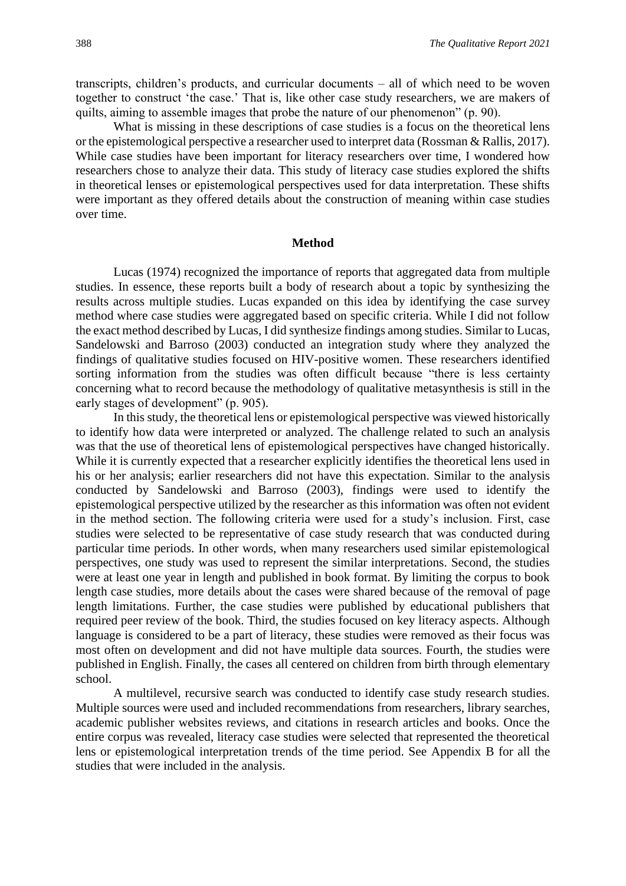transcripts, children's products, and curricular documents – all of which need to be woven together to construct 'the case.' That is, like other case study researchers, we are makers of quilts, aiming to assemble images that probe the nature of our phenomenon" (p. 90).

What is missing in these descriptions of case studies is a focus on the theoretical lens or the epistemological perspective a researcher used to interpret data (Rossman & Rallis, 2017). While case studies have been important for literacy researchers over time, I wondered how researchers chose to analyze their data. This study of literacy case studies explored the shifts in theoretical lenses or epistemological perspectives used for data interpretation. These shifts were important as they offered details about the construction of meaning within case studies over time.

## Method

Lucas (1974) recognized the importance of reports that aggregated data from multiple studies. In essence, these reports built a body of research about a topic by synthesizing the results across multiple studies. Lucas expanded on this idea by identifying the case survey method where case studies were aggregated based on specific criteria. While I did not follow the exact method described by Lucas, I did synthesize findings among studies. Similar to Lucas, Sandelowski and Barroso (2003) conducted an integration study where they analyzed the findings of qualitative studies focused on HIV-positive women. These researchers identified sorting information from the studies was often difficult because "there is less certainty concerning what to record because the methodology of qualitative metasynthesis is still in the early stages of development" (p. 905).

In this study, the theoretical lens or epistemological perspective was viewed historically to identify how data were interpreted or analyzed. The challenge related to such an analysis was that the use of theoretical lens of epistemological perspectives have changed historically. While it is currently expected that a researcher explicitly identifies the theoretical lens used in his or her analysis; earlier researchers did not have this expectation. Similar to the analysis conducted by Sandelowski and Barroso (2003), findings were used to identify the epistemological perspective utilized by the researcher as this information was often not evident in the method section. The following criteria were used for a study's inclusion. First, case studies were selected to be representative of case study research that was conducted during particular time periods. In other words, when many researchers used similar epistemological perspectives, one study was used to represent the similar interpretations. Second, the studies were at least one year in length and published in book format. By limiting the corpus to book length case studies, more details about the cases were shared because of the removal of page length limitations. Further, the case studies were published by educational publishers that required peer review of the book. Third, the studies focused on key literacy aspects. Although language is considered to be a part of literacy, these studies were removed as their focus was most often on development and did not have multiple data sources. Fourth, the studies were published in English. Finally, the cases all centered on children from birth through elementary school.

A multilevel, recursive search was conducted to identify case study research studies. Multiple sources were used and included recommendations from researchers, library searches, academic publisher websites reviews, and citations in research articles and books. Once the entire corpus was revealed, literacy case studies were selected that represented the theoretical lens or epistemological interpretation trends of the time period. See Appendix B for all the studies that were included in the analysis.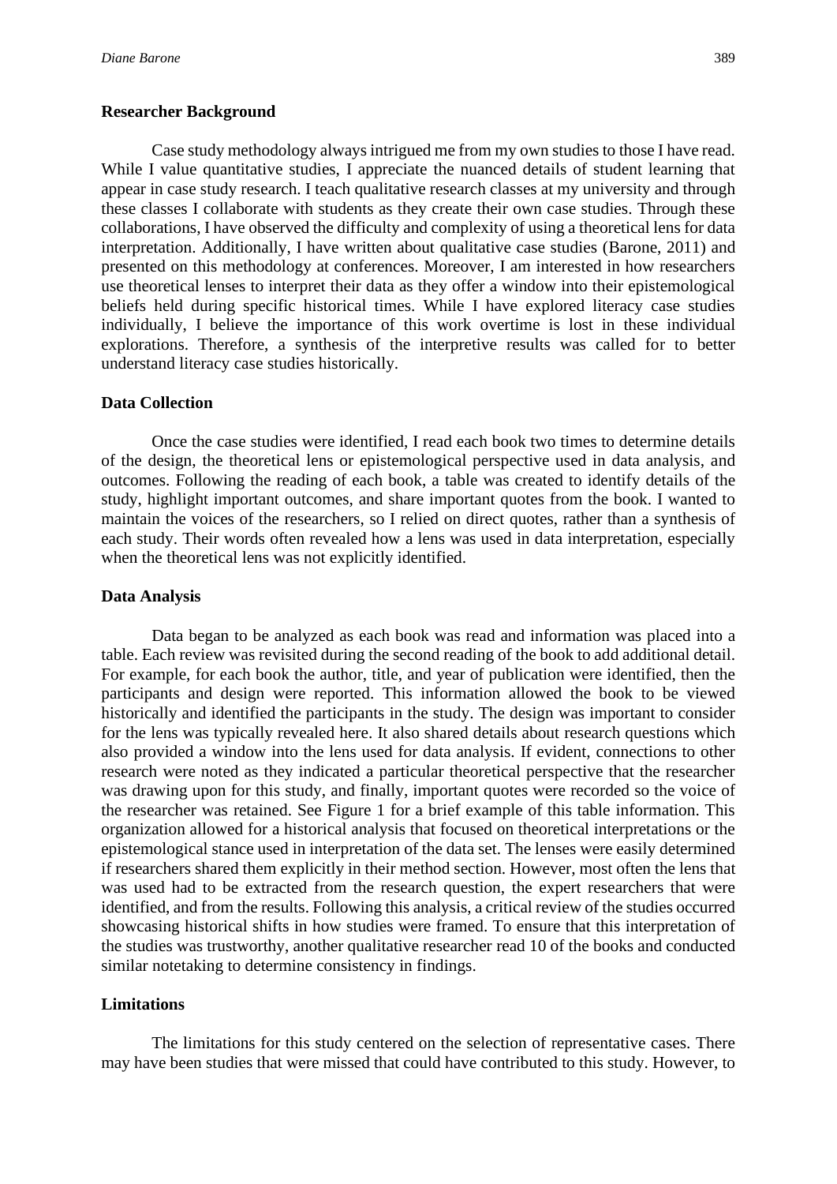## Researcher Background

Case study methodology always intrigued me from my own studies to those I have read. While I value quantitative studies, I appreciate the nuanced details of student learning that appear in case study research. I teach qualitative research classes at my university and through these classes I collaborate with students as they create their own case studies. Through these collaborations, I have observed the difficulty and complexity of using a theoretical lens for data interpretation. Additionally, I have written about qualitative case studies (Barone, 2011) and presented on this methodology at conferences. Moreover, I am interested in how researchers use theoretical lenses to interpret their data as they offer a window into their epistemological beliefs held during specific historical times. While I have explored literacy case studies individually, I believe the importance of this work overtime is lost in these individual explorations. Therefore, a synthesis of the interpretive results was called for to better understand literacy case studies historically.

## Data Collection

Once the case studies were identified, I read each book two times to determine details of the design, the theoretical lens or epistemological perspective used in data analysis, and outcomes. Following the reading of each book, a table was created to identify details of the study, highlight important outcomes, and share important quotes from the book. I wanted to maintain the voices of the researchers, so I relied on direct quotes, rather than a synthesis of each study. Their words often revealed how a lens was used in data interpretation, especially when the theoretical lens was not explicitly identified.

## Data Analysis

Data began to be analyzed as each book was read and information was placed into a table. Each review was revisited during the second reading of the book to add additional detail. For example, for each book the author, title, and year of publication were identified, then the participants and design were reported. This information allowed the book to be viewed historically and identified the participants in the study. The design was important to consider for the lens was typically revealed here. It also shared details about research questions which also provided a window into the lens used for data analysis. If evident, connections to other research were noted as they indicated a particular theoretical perspective that the researcher was drawing upon for this study, and finally, important quotes were recorded so the voice of the researcher was retained. See Figure 1 for a brief example of this table information. This organization allowed for a historical analysis that focused on theoretical interpretations or the epistemological stance used in interpretation of the data set. The lenses were easily determined if researchers shared them explicitly in their method section. However, most often the lens that was used had to be extracted from the research question, the expert researchers that were identified, and from the results. Following this analysis, a critical review of the studies occurred showcasing historical shifts in how studies were framed. To ensure that this interpretation of the studies was trustworthy, another qualitative researcher read 10 of the books and conducted similar notetaking to determine consistency in findings.

## Limitations

The limitations for this study centered on the selection of representative cases. There may have been studies that were missed that could have contributed to this study. However, to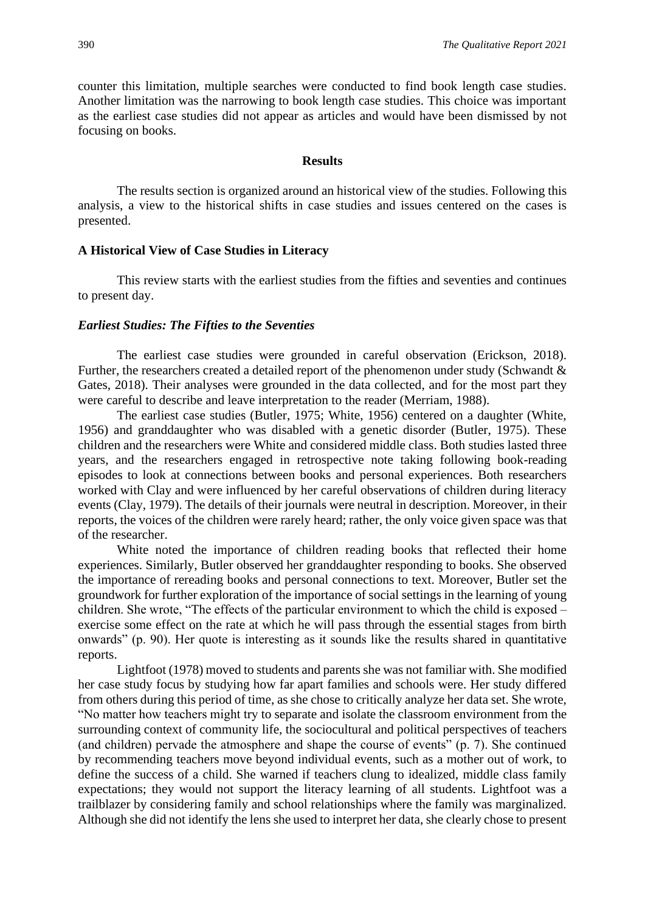counter this limitation, multiple searches were conducted to find book length case studies. Another limitation was the narrowing to book length case studies. This choice was important as the earliest case studies did not appear as articles and would have been dismissed by not focusing on books.

## Results

The results section is organized around an historical view of the studies. Following this analysis, a view to the historical shifts in case studies and issues centered on the cases is presented.

### A Historical View of Case Studies in Literacy

This review starts with the earliest studies from the fifties and seventies and continues to present day.

#### *Earliest Studies: The Fifties to the Seventies*

The earliest case studies were grounded in careful observation (Erickson, 2018). Further, the researchers created a detailed report of the phenomenon under study (Schwandt & Gates, 2018). Their analyses were grounded in the data collected, and for the most part they were careful to describe and leave interpretation to the reader (Merriam, 1988).

The earliest case studies (Butler, 1975; White, 1956) centered on a daughter (White, 1956) and granddaughter who was disabled with a genetic disorder (Butler, 1975). These children and the researchers were White and considered middle class. Both studies lasted three years, and the researchers engaged in retrospective note taking following book-reading episodes to look at connections between books and personal experiences. Both researchers worked with Clay and were influenced by her careful observations of children during literacy events (Clay, 1979). The details of their journals were neutral in description. Moreover, in their reports, the voices of the children were rarely heard; rather, the only voice given space was that of the researcher.

White noted the importance of children reading books that reflected their home experiences. Similarly, Butler observed her granddaughter responding to books. She observed the importance of rereading books and personal connections to text. Moreover, Butler set the groundwork for further exploration of the importance of social settings in the learning of young children. She wrote, "The effects of the particular environment to which the child is exposed – exercise some effect on the rate at which he will pass through the essential stages from birth onwards" (p. 90). Her quote is interesting as it sounds like the results shared in quantitative reports.

Lightfoot (1978) moved to students and parents she was not familiar with. She modified her case study focus by studying how far apart families and schools were. Her study differed from others during this period of time, as she chose to critically analyze her data set. She wrote, "No matter how teachers might try to separate and isolate the classroom environment from the surrounding context of community life, the sociocultural and political perspectives of teachers (and children) pervade the atmosphere and shape the course of events" (p. 7). She continued by recommending teachers move beyond individual events, such as a mother out of work, to define the success of a child. She warned if teachers clung to idealized, middle class family expectations; they would not support the literacy learning of all students. Lightfoot was a trailblazer by considering family and school relationships where the family was marginalized. Although she did not identify the lens she used to interpret her data, she clearly chose to present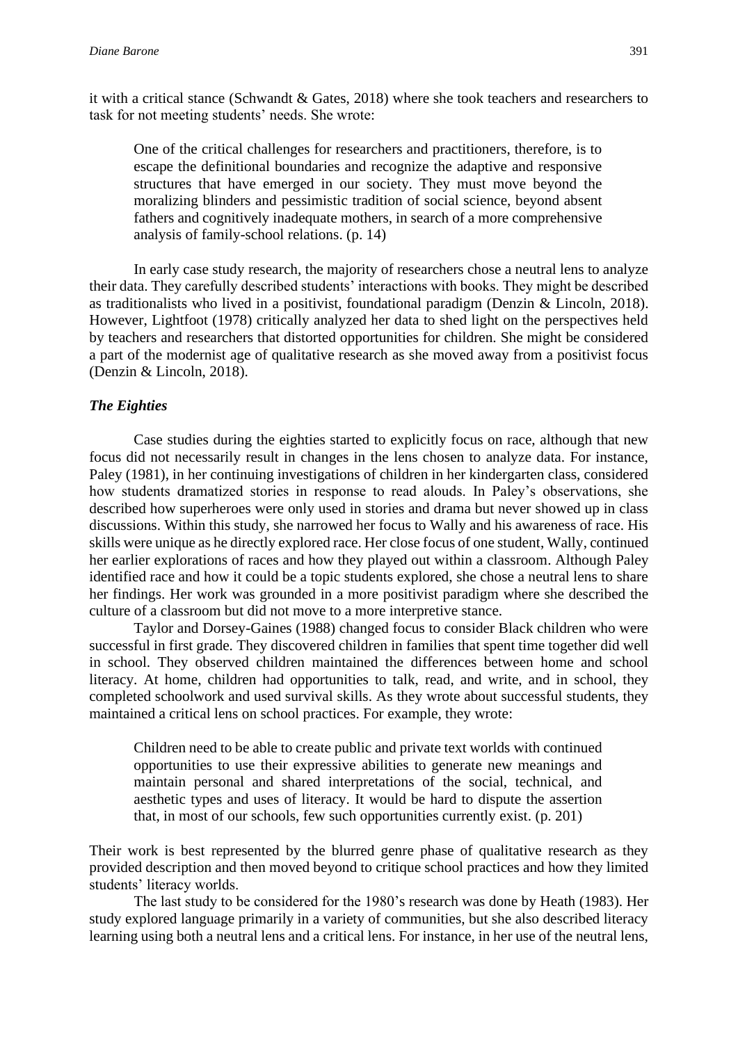it with a critical stance (Schwandt & Gates, 2018) where she took teachers and researchers to task for not meeting students' needs. She wrote:

> One of the critical challenges for researchers and practitioners, therefore, is to escape the definitional boundaries and recognize the adaptive and responsive structures that have emerged in our society. They must move beyond the moralizing blinders and pessimistic tradition of social science, beyond absent fathers and cognitively inadequate mothers, in search of a more comprehensive analysis of family-school relations. (p. 14)

In early case study research, the majority of researchers chose a neutral lens to analyze their data. They carefully described students' interactions with books. They might be described as traditionalists who lived in a positivist, foundational paradigm (Denzin & Lincoln, 2018). However, Lightfoot (1978) critically analyzed her data to shed light on the perspectives held by teachers and researchers that distorted opportunities for children. She might be considered a part of the modernist age of qualitative research as she moved away from a positivist focus (Denzin & Lincoln, 2018).

### *The Eighties*

Case studies during the eighties started to explicitly focus on race, although that new focus did not necessarily result in changes in the lens chosen to analyze data. For instance, Paley (1981), in her continuing investigations of children in her kindergarten class, considered how students dramatized stories in response to read alouds. In Paley's observations, she described how superheroes were only used in stories and drama but never showed up in class discussions. Within this study, she narrowed her focus to Wally and his awareness of race. His skills were unique as he directly explored race. Her close focus of one student, Wally, continued her earlier explorations of races and how they played out within a classroom. Although Paley identified race and how it could be a topic students explored, she chose a neutral lens to share her findings. Her work was grounded in a more positivist paradigm where she described the culture of a classroom but did not move to a more interpretive stance.

Taylor and Dorsey-Gaines (1988) changed focus to consider Black children who were successful in first grade. They discovered children in families that spent time together did well in school. They observed children maintained the differences between home and school literacy. At home, children had opportunities to talk, read, and write, and in school, they completed schoolwork and used survival skills. As they wrote about successful students, they maintained a critical lens on school practices. For example, they wrote:

> Children need to be able to create public and private text worlds with continued opportunities to use their expressive abilities to generate new meanings and maintain personal and shared interpretations of the social, technical, and aesthetic types and uses of literacy. It would be hard to dispute the assertion that, in most of our schools, few such opportunities currently exist. (p. 201)

Their work is best represented by the blurred genre phase of qualitative research as they provided description and then moved beyond to critique school practices and how they limited students' literacy worlds.

The last study to be considered for the 1980's research was done by Heath (1983). Her study explored language primarily in a variety of communities, but she also described literacy learning using both a neutral lens and a critical lens. For instance, in her use of the neutral lens,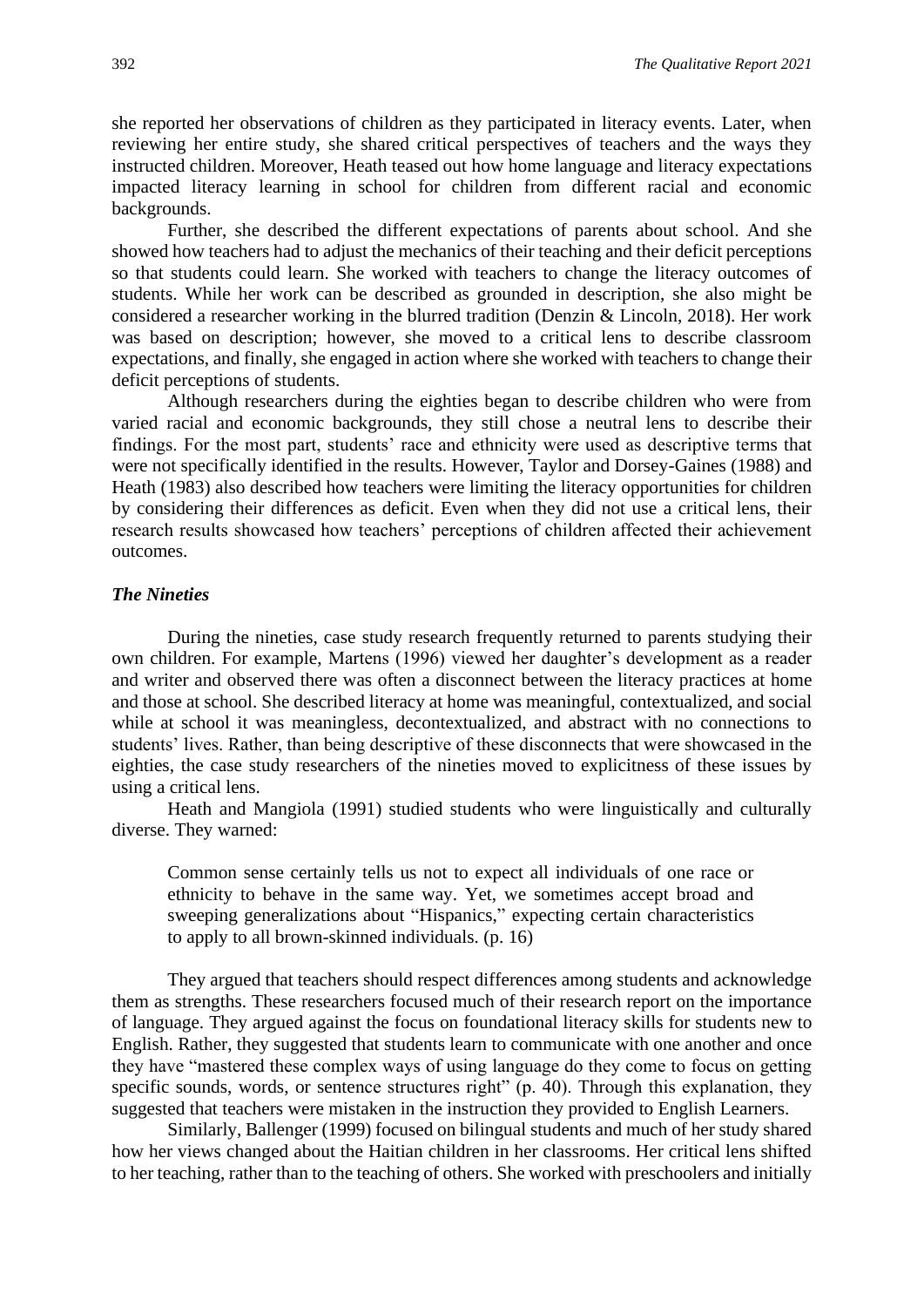she reported her observations of children as they participated in literacy events. Later, when reviewing her entire study, she shared critical perspectives of teachers and the ways they instructed children. Moreover, Heath teased out how home language and literacy expectations impacted literacy learning in school for children from different racial and economic backgrounds.

Further, she described the different expectations of parents about school. And she showed how teachers had to adjust the mechanics of their teaching and their deficit perceptions so that students could learn. She worked with teachers to change the literacy outcomes of students. While her work can be described as grounded in description, she also might be considered a researcher working in the blurred tradition (Denzin & Lincoln, 2018). Her work was based on description; however, she moved to a critical lens to describe classroom expectations, and finally, she engaged in action where she worked with teachers to change their deficit perceptions of students.

Although researchers during the eighties began to describe children who were from varied racial and economic backgrounds, they still chose a neutral lens to describe their findings. For the most part, students' race and ethnicity were used as descriptive terms that were not specifically identified in the results. However, Taylor and Dorsey-Gaines (1988) and Heath (1983) also described how teachers were limiting the literacy opportunities for children by considering their differences as deficit. Even when they did not use a critical lens, their research results showcased how teachers' perceptions of children affected their achievement outcomes.

### *The Nineties*

During the nineties, case study research frequently returned to parents studying their own children. For example, Martens (1996) viewed her daughter's development as a reader and writer and observed there was often a disconnect between the literacy practices at home and those at school. She described literacy at home was meaningful, contextualized, and social while at school it was meaningless, decontextualized, and abstract with no connections to students' lives. Rather, than being descriptive of these disconnects that were showcased in the eighties, the case study researchers of the nineties moved to explicitness of these issues by using a critical lens.

Heath and Mangiola (1991) studied students who were linguistically and culturally diverse. They warned:

> Common sense certainly tells us not to expect all individuals of one race or ethnicity to behave in the same way. Yet, we sometimes accept broad and sweeping generalizations about "Hispanics," expecting certain characteristics to apply to all brown-skinned individuals. (p. 16)

They argued that teachers should respect differences among students and acknowledge them as strengths. These researchers focused much of their research report on the importance of language. They argued against the focus on foundational literacy skills for students new to English. Rather, they suggested that students learn to communicate with one another and once they have "mastered these complex ways of using language do they come to focus on getting specific sounds, words, or sentence structures right" (p. 40). Through this explanation, they suggested that teachers were mistaken in the instruction they provided to English Learners.

Similarly, Ballenger (1999) focused on bilingual students and much of her study shared how her views changed about the Haitian children in her classrooms. Her critical lens shifted to her teaching, rather than to the teaching of others. She worked with preschoolers and initially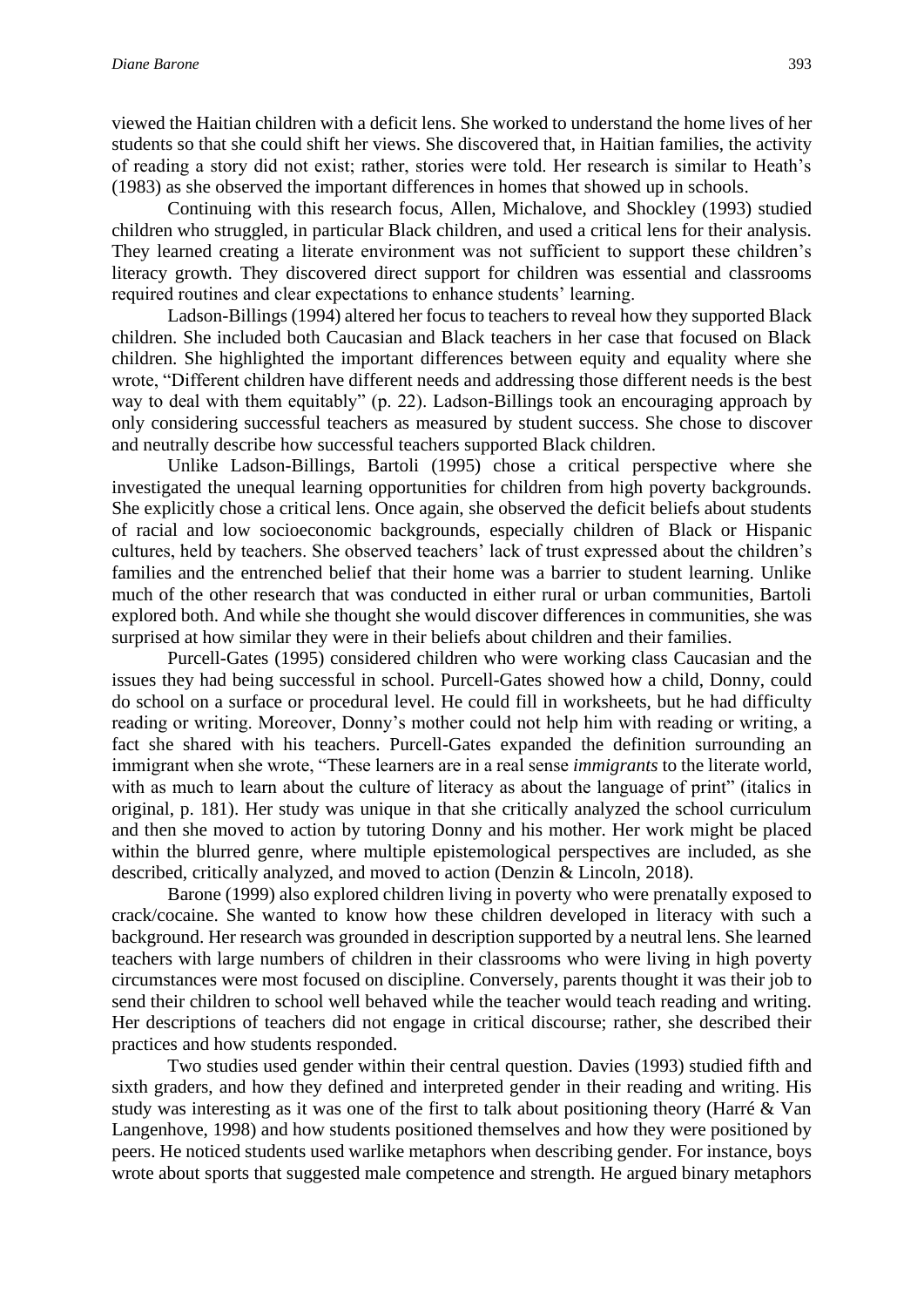viewed the Haitian children with a deficit lens. She worked to understand the home lives of her students so that she could shift her views. She discovered that, in Haitian families, the activity of reading a story did not exist; rather, stories were told. Her research is similar to Heath's (1983) as she observed the important differences in homes that showed up in schools.

Continuing with this research focus, Allen, Michalove, and Shockley (1993) studied children who struggled, in particular Black children, and used a critical lens for their analysis. They learned creating a literate environment was not sufficient to support these children's literacy growth. They discovered direct support for children was essential and classrooms required routines and clear expectations to enhance students' learning.

Ladson-Billings (1994) altered her focus to teachers to reveal how they supported Black children. She included both Caucasian and Black teachers in her case that focused on Black children. She highlighted the important differences between equity and equality where she wrote, "Different children have different needs and addressing those different needs is the best way to deal with them equitably" (p. 22). Ladson-Billings took an encouraging approach by only considering successful teachers as measured by student success. She chose to discover and neutrally describe how successful teachers supported Black children.

Unlike Ladson-Billings, Bartoli (1995) chose a critical perspective where she investigated the unequal learning opportunities for children from high poverty backgrounds. She explicitly chose a critical lens. Once again, she observed the deficit beliefs about students of racial and low socioeconomic backgrounds, especially children of Black or Hispanic cultures, held by teachers. She observed teachers' lack of trust expressed about the children's families and the entrenched belief that their home was a barrier to student learning. Unlike much of the other research that was conducted in either rural or urban communities, Bartoli explored both. And while she thought she would discover differences in communities, she was surprised at how similar they were in their beliefs about children and their families.

Purcell-Gates (1995) considered children who were working class Caucasian and the issues they had being successful in school. Purcell-Gates showed how a child, Donny, could do school on a surface or procedural level. He could fill in worksheets, but he had difficulty reading or writing. Moreover, Donny's mother could not help him with reading or writing, a fact she shared with his teachers. Purcell-Gates expanded the definition surrounding an immigrant when she wrote, "These learners are in a real sense *immigrants* to the literate world, with as much to learn about the culture of literacy as about the language of print" (italics in original, p. 181). Her study was unique in that she critically analyzed the school curriculum and then she moved to action by tutoring Donny and his mother. Her work might be placed within the blurred genre, where multiple epistemological perspectives are included, as she described, critically analyzed, and moved to action (Denzin & Lincoln, 2018).

Barone (1999) also explored children living in poverty who were prenatally exposed to crack/cocaine. She wanted to know how these children developed in literacy with such a background. Her research was grounded in description supported by a neutral lens. She learned teachers with large numbers of children in their classrooms who were living in high poverty circumstances were most focused on discipline. Conversely, parents thought it was their job to send their children to school well behaved while the teacher would teach reading and writing. Her descriptions of teachers did not engage in critical discourse; rather, she described their practices and how students responded.

Two studies used gender within their central question. Davies (1993) studied fifth and sixth graders, and how they defined and interpreted gender in their reading and writing. His study was interesting as it was one of the first to talk about positioning theory (Harré & Van Langenhove, 1998) and how students positioned themselves and how they were positioned by peers. He noticed students used warlike metaphors when describing gender. For instance, boys wrote about sports that suggested male competence and strength. He argued binary metaphors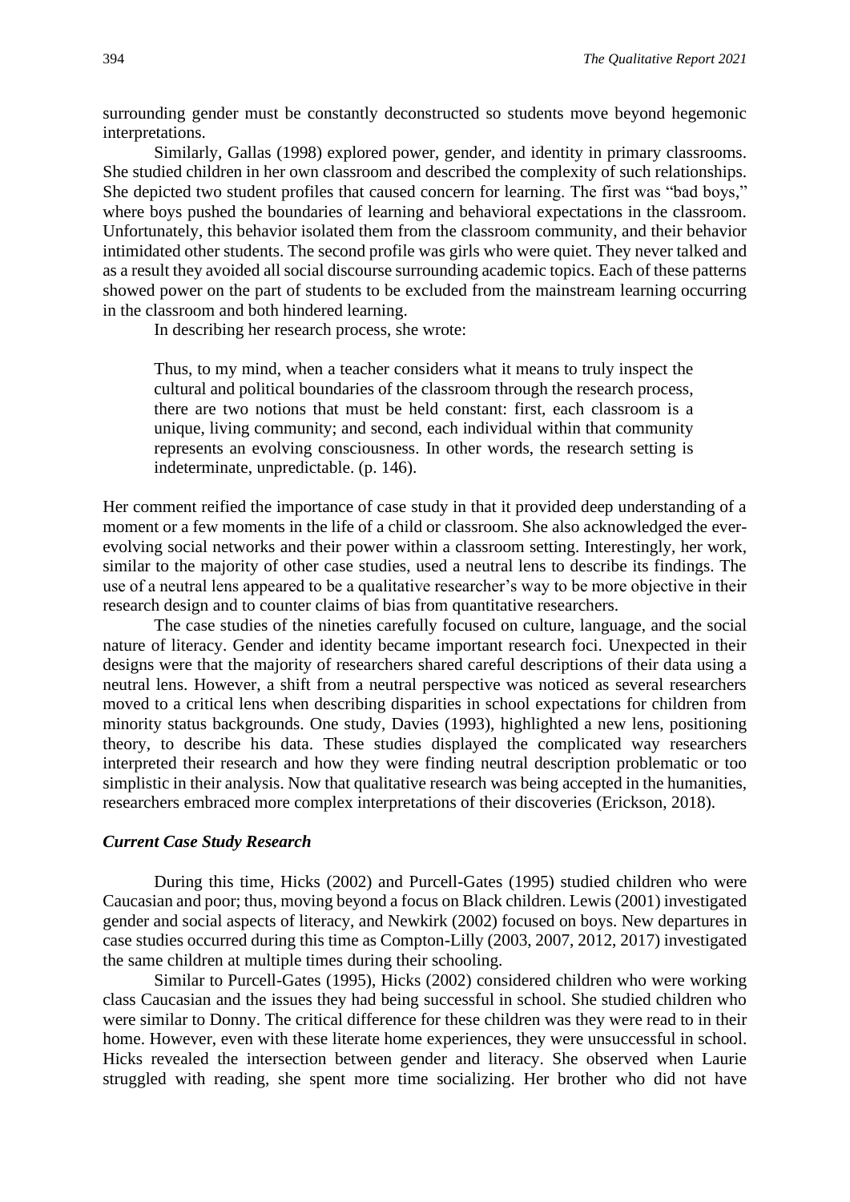surrounding gender must be constantly deconstructed so students move beyond hegemonic interpretations.

Similarly, Gallas (1998) explored power, gender, and identity in primary classrooms. She studied children in her own classroom and described the complexity of such relationships. She depicted two student profiles that caused concern for learning. The first was "bad boys," where boys pushed the boundaries of learning and behavioral expectations in the classroom. Unfortunately, this behavior isolated them from the classroom community, and their behavior intimidated other students. The second profile was girls who were quiet. They never talked and as a result they avoided all social discourse surrounding academic topics. Each of these patterns showed power on the part of students to be excluded from the mainstream learning occurring in the classroom and both hindered learning.

In describing her research process, she wrote:

> Thus, to my mind, when a teacher considers what it means to truly inspect the cultural and political boundaries of the classroom through the research process, there are two notions that must be held constant: first, each classroom is a unique, living community; and second, each individual within that community represents an evolving consciousness. In other words, the research setting is indeterminate, unpredictable. (p. 146).

Her comment reified the importance of case study in that it provided deep understanding of a moment or a few moments in the life of a child or classroom. She also acknowledged the ever-evolving social networks and their power within a classroom setting. Interestingly, her work, similar to the majority of other case studies, used a neutral lens to describe its findings. The use of a neutral lens appeared to be a qualitative researcher's way to be more objective in their research design and to counter claims of bias from quantitative researchers.

The case studies of the nineties carefully focused on culture, language, and the social nature of literacy. Gender and identity became important research foci. Unexpected in their designs were that the majority of researchers shared careful descriptions of their data using a neutral lens. However, a shift from a neutral perspective was noticed as several researchers moved to a critical lens when describing disparities in school expectations for children from minority status backgrounds. One study, Davies (1993), highlighted a new lens, positioning theory, to describe his data. These studies displayed the complicated way researchers interpreted their research and how they were finding neutral description problematic or too simplistic in their analysis. Now that qualitative research was being accepted in the humanities, researchers embraced more complex interpretations of their discoveries (Erickson, 2018).

### *Current Case Study Research*

During this time, Hicks (2002) and Purcell-Gates (1995) studied children who were Caucasian and poor; thus, moving beyond a focus on Black children. Lewis (2001) investigated gender and social aspects of literacy, and Newkirk (2002) focused on boys. New departures in case studies occurred during this time as Compton-Lilly (2003, 2007, 2012, 2017) investigated the same children at multiple times during their schooling.

Similar to Purcell-Gates (1995), Hicks (2002) considered children who were working class Caucasian and the issues they had being successful in school. She studied children who were similar to Donny. The critical difference for these children was they were read to in their home. However, even with these literate home experiences, they were unsuccessful in school. Hicks revealed the intersection between gender and literacy. She observed when Laurie struggled with reading, she spent more time socializing. Her brother who did not have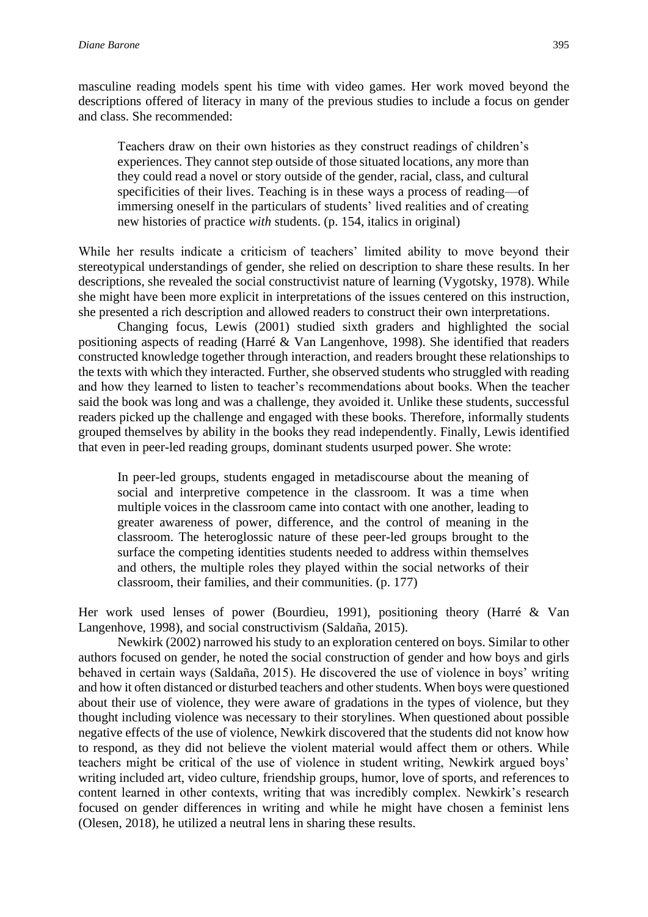masculine reading models spent his time with video games. Her work moved beyond the descriptions offered of literacy in many of the previous studies to include a focus on gender and class. She recommended:

> Teachers draw on their own histories as they construct readings of children's experiences. They cannot step outside of those situated locations, any more than they could read a novel or story outside of the gender, racial, class, and cultural specificities of their lives. Teaching is in these ways a process of reading—of immersing oneself in the particulars of students' lived realities and of creating new histories of practice *with* students. (p. 154, italics in original)

While her results indicate a criticism of teachers' limited ability to move beyond their stereotypical understandings of gender, she relied on description to share these results. In her descriptions, she revealed the social constructivist nature of learning (Vygotsky, 1978). While she might have been more explicit in interpretations of the issues centered on this instruction, she presented a rich description and allowed readers to construct their own interpretations.

Changing focus, Lewis (2001) studied sixth graders and highlighted the social positioning aspects of reading (Harré & Van Langenhove, 1998). She identified that readers constructed knowledge together through interaction, and readers brought these relationships to the texts with which they interacted. Further, she observed students who struggled with reading and how they learned to listen to teacher's recommendations about books. When the teacher said the book was long and was a challenge, they avoided it. Unlike these students, successful readers picked up the challenge and engaged with these books. Therefore, informally students grouped themselves by ability in the books they read independently. Finally, Lewis identified that even in peer-led reading groups, dominant students usurped power. She wrote:

> In peer-led groups, students engaged in metadiscourse about the meaning of social and interpretive competence in the classroom. It was a time when multiple voices in the classroom came into contact with one another, leading to greater awareness of power, difference, and the control of meaning in the classroom. The heteroglossic nature of these peer-led groups brought to the surface the competing identities students needed to address within themselves and others, the multiple roles they played within the social networks of their classroom, their families, and their communities. (p. 177)

Her work used lenses of power (Bourdieu, 1991), positioning theory (Harré & Van Langenhove, 1998), and social constructivism (Saldaña, 2015).

Newkirk (2002) narrowed his study to an exploration centered on boys. Similar to other authors focused on gender, he noted the social construction of gender and how boys and girls behaved in certain ways (Saldaña, 2015). He discovered the use of violence in boys' writing and how it often distanced or disturbed teachers and other students. When boys were questioned about their use of violence, they were aware of gradations in the types of violence, but they thought including violence was necessary to their storylines. When questioned about possible negative effects of the use of violence, Newkirk discovered that the students did not know how to respond, as they did not believe the violent material would affect them or others. While teachers might be critical of the use of violence in student writing, Newkirk argued boys' writing included art, video culture, friendship groups, humor, love of sports, and references to content learned in other contexts, writing that was incredibly complex. Newkirk's research focused on gender differences in writing and while he might have chosen a feminist lens (Olesen, 2018), he utilized a neutral lens in sharing these results.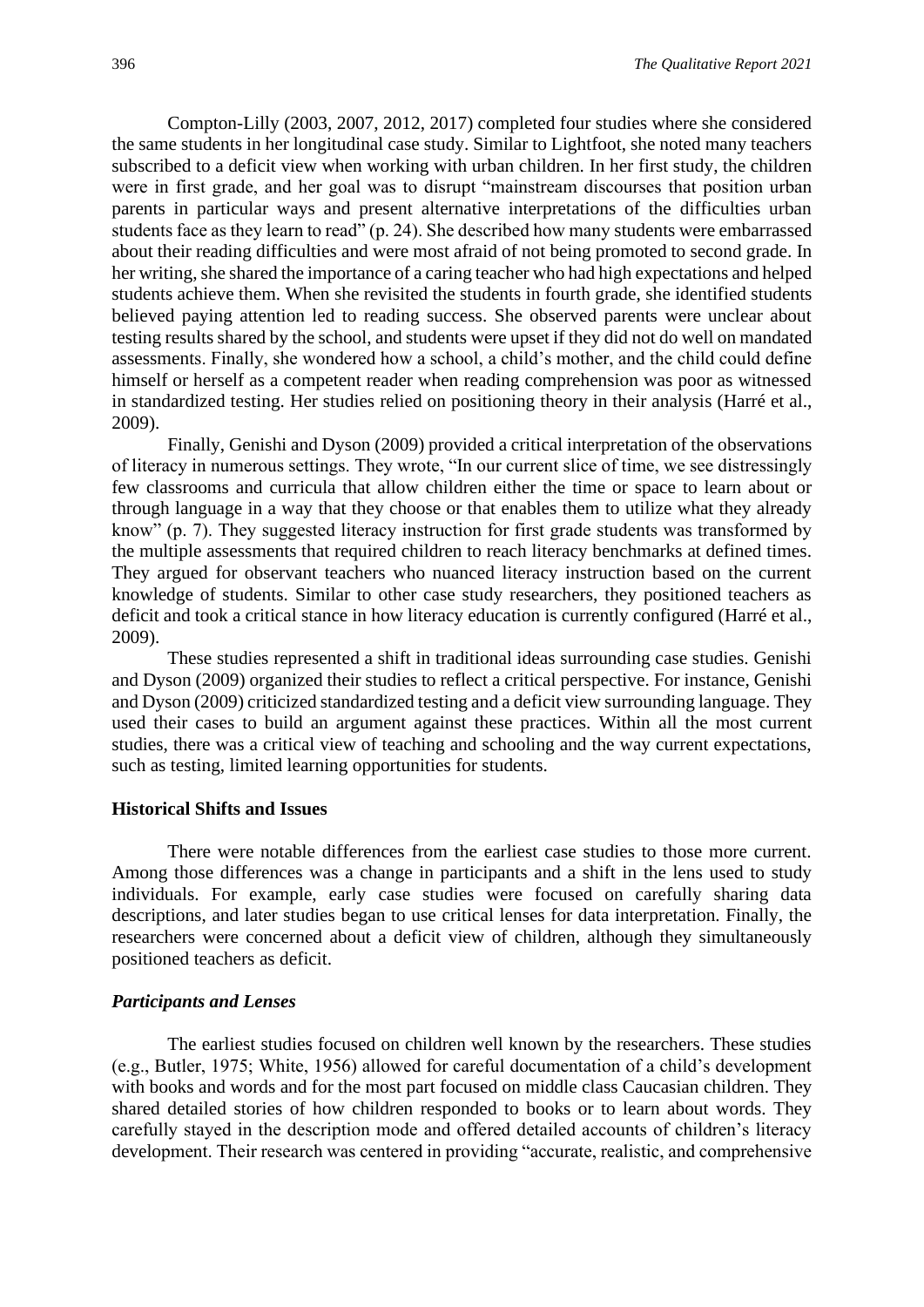Compton-Lilly (2003, 2007, 2012, 2017) completed four studies where she considered the same students in her longitudinal case study. Similar to Lightfoot, she noted many teachers subscribed to a deficit view when working with urban children. In her first study, the children were in first grade, and her goal was to disrupt "mainstream discourses that position urban parents in particular ways and present alternative interpretations of the difficulties urban students face as they learn to read" (p. 24). She described how many students were embarrassed about their reading difficulties and were most afraid of not being promoted to second grade. In her writing, she shared the importance of a caring teacher who had high expectations and helped students achieve them. When she revisited the students in fourth grade, she identified students believed paying attention led to reading success. She observed parents were unclear about testing results shared by the school, and students were upset if they did not do well on mandated assessments. Finally, she wondered how a school, a child's mother, and the child could define himself or herself as a competent reader when reading comprehension was poor as witnessed in standardized testing. Her studies relied on positioning theory in their analysis (Harré et al., 2009).

Finally, Genishi and Dyson (2009) provided a critical interpretation of the observations of literacy in numerous settings. They wrote, "In our current slice of time, we see distressingly few classrooms and curricula that allow children either the time or space to learn about or through language in a way that they choose or that enables them to utilize what they already know" (p. 7). They suggested literacy instruction for first grade students was transformed by the multiple assessments that required children to reach literacy benchmarks at defined times. They argued for observant teachers who nuanced literacy instruction based on the current knowledge of students. Similar to other case study researchers, they positioned teachers as deficit and took a critical stance in how literacy education is currently configured (Harré et al., 2009).

These studies represented a shift in traditional ideas surrounding case studies. Genishi and Dyson (2009) organized their studies to reflect a critical perspective. For instance, Genishi and Dyson (2009) criticized standardized testing and a deficit view surrounding language. They used their cases to build an argument against these practices. Within all the most current studies, there was a critical view of teaching and schooling and the way current expectations, such as testing, limited learning opportunities for students.

### Historical Shifts and Issues

There were notable differences from the earliest case studies to those more current. Among those differences was a change in participants and a shift in the lens used to study individuals. For example, early case studies were focused on carefully sharing data descriptions, and later studies began to use critical lenses for data interpretation. Finally, the researchers were concerned about a deficit view of children, although they simultaneously positioned teachers as deficit.

#### *Participants and Lenses*

The earliest studies focused on children well known by the researchers. These studies (e.g., Butler, 1975; White, 1956) allowed for careful documentation of a child's development with books and words and for the most part focused on middle class Caucasian children. They shared detailed stories of how children responded to books or to learn about words. They carefully stayed in the description mode and offered detailed accounts of children's literacy development. Their research was centered in providing "accurate, realistic, and comprehensive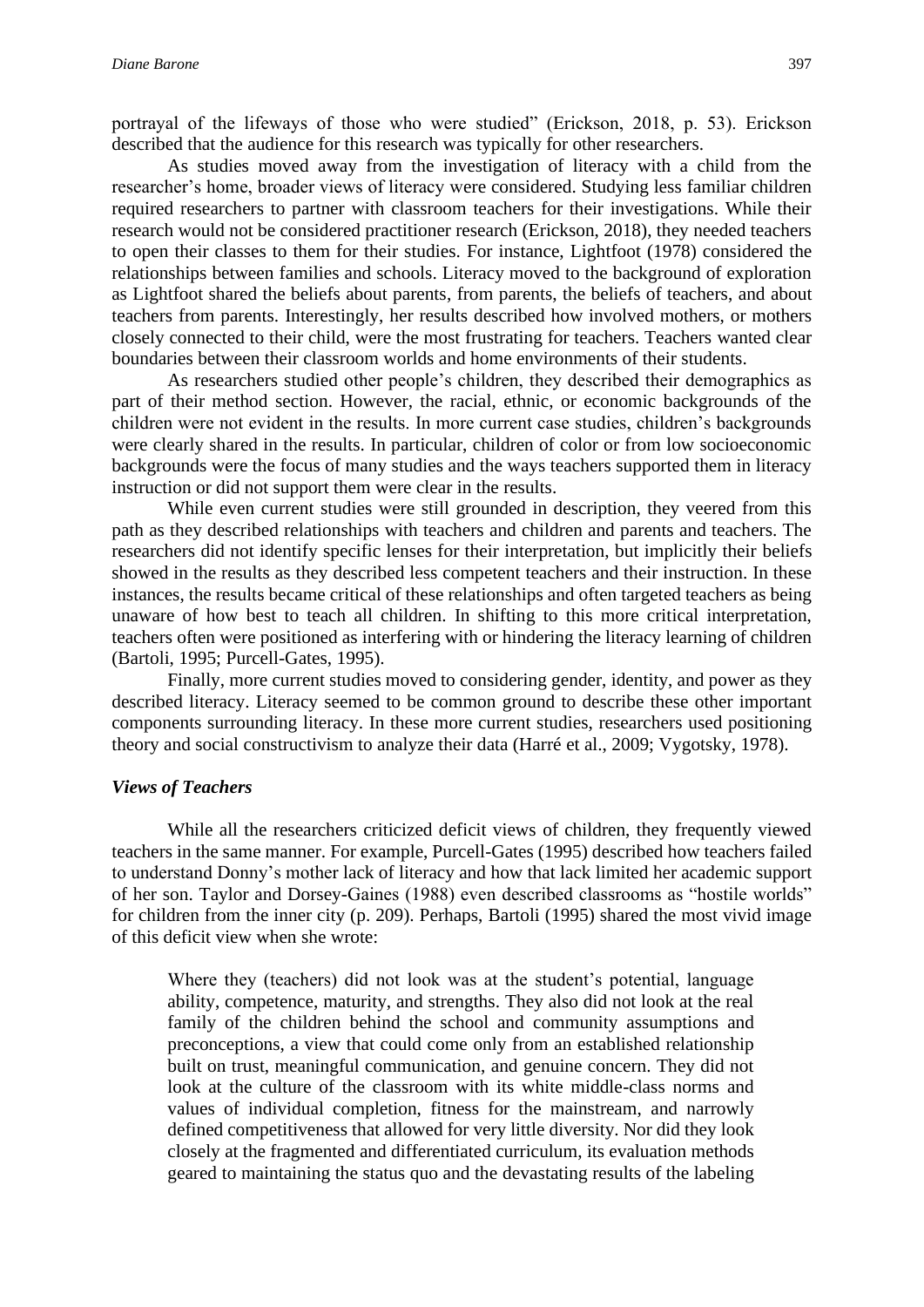portrayal of the lifeways of those who were studied" (Erickson, 2018, p. 53). Erickson described that the audience for this research was typically for other researchers.

As studies moved away from the investigation of literacy with a child from the researcher's home, broader views of literacy were considered. Studying less familiar children required researchers to partner with classroom teachers for their investigations. While their research would not be considered practitioner research (Erickson, 2018), they needed teachers to open their classes to them for their studies. For instance, Lightfoot (1978) considered the relationships between families and schools. Literacy moved to the background of exploration as Lightfoot shared the beliefs about parents, from parents, the beliefs of teachers, and about teachers from parents. Interestingly, her results described how involved mothers, or mothers closely connected to their child, were the most frustrating for teachers. Teachers wanted clear boundaries between their classroom worlds and home environments of their students.

As researchers studied other people's children, they described their demographics as part of their method section. However, the racial, ethnic, or economic backgrounds of the children were not evident in the results. In more current case studies, children's backgrounds were clearly shared in the results. In particular, children of color or from low socioeconomic backgrounds were the focus of many studies and the ways teachers supported them in literacy instruction or did not support them were clear in the results.

While even current studies were still grounded in description, they veered from this path as they described relationships with teachers and children and parents and teachers. The researchers did not identify specific lenses for their interpretation, but implicitly their beliefs showed in the results as they described less competent teachers and their instruction. In these instances, the results became critical of these relationships and often targeted teachers as being unaware of how best to teach all children. In shifting to this more critical interpretation, teachers often were positioned as interfering with or hindering the literacy learning of children (Bartoli, 1995; Purcell-Gates, 1995).

Finally, more current studies moved to considering gender, identity, and power as they described literacy. Literacy seemed to be common ground to describe these other important components surrounding literacy. In these more current studies, researchers used positioning theory and social constructivism to analyze their data (Harré et al., 2009; Vygotsky, 1978).

### *Views of Teachers*

While all the researchers criticized deficit views of children, they frequently viewed teachers in the same manner. For example, Purcell-Gates (1995) described how teachers failed to understand Donny's mother lack of literacy and how that lack limited her academic support of her son. Taylor and Dorsey-Gaines (1988) even described classrooms as "hostile worlds" for children from the inner city (p. 209). Perhaps, Bartoli (1995) shared the most vivid image of this deficit view when she wrote:

> Where they (teachers) did not look was at the student's potential, language ability, competence, maturity, and strengths. They also did not look at the real family of the children behind the school and community assumptions and preconceptions, a view that could come only from an established relationship built on trust, meaningful communication, and genuine concern. They did not look at the culture of the classroom with its white middle-class norms and values of individual completion, fitness for the mainstream, and narrowly defined competitiveness that allowed for very little diversity. Nor did they look closely at the fragmented and differentiated curriculum, its evaluation methods geared to maintaining the status quo and the devastating results of the labeling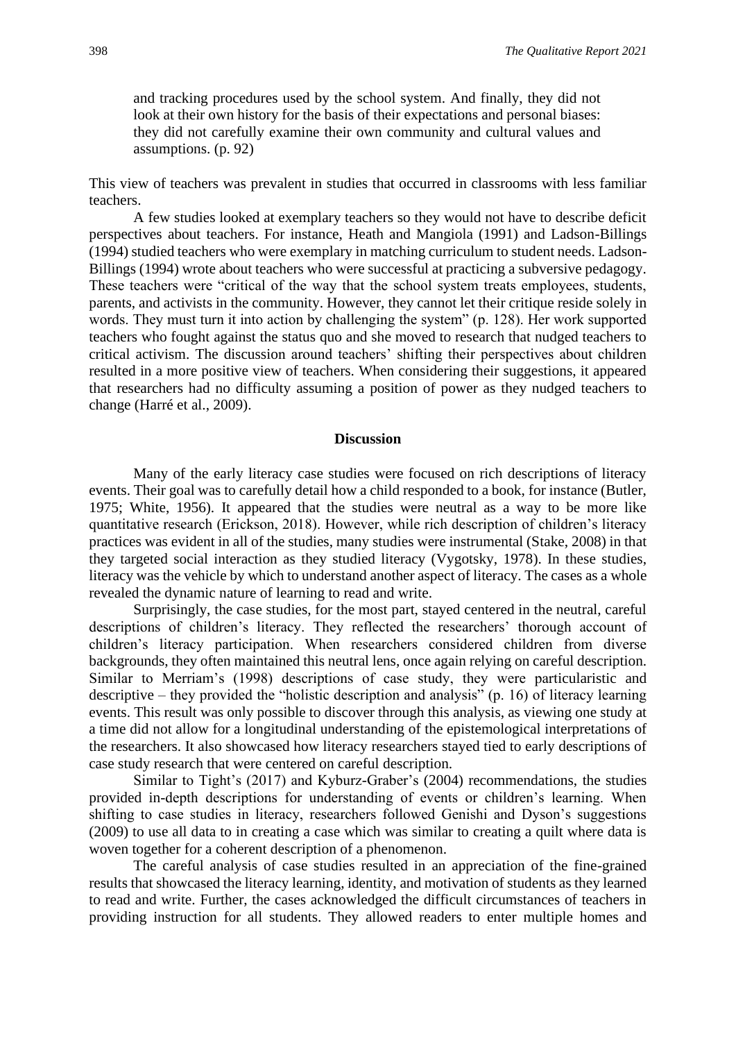> and tracking procedures used by the school system. And finally, they did not look at their own history for the basis of their expectations and personal biases: they did not carefully examine their own community and cultural values and assumptions. (p. 92)

This view of teachers was prevalent in studies that occurred in classrooms with less familiar teachers.

A few studies looked at exemplary teachers so they would not have to describe deficit perspectives about teachers. For instance, Heath and Mangiola (1991) and Ladson-Billings (1994) studied teachers who were exemplary in matching curriculum to student needs. Ladson-Billings (1994) wrote about teachers who were successful at practicing a subversive pedagogy. These teachers were "critical of the way that the school system treats employees, students, parents, and activists in the community. However, they cannot let their critique reside solely in words. They must turn it into action by challenging the system" (p. 128). Her work supported teachers who fought against the status quo and she moved to research that nudged teachers to critical activism. The discussion around teachers' shifting their perspectives about children resulted in a more positive view of teachers. When considering their suggestions, it appeared that researchers had no difficulty assuming a position of power as they nudged teachers to change (Harré et al., 2009).

## Discussion

Many of the early literacy case studies were focused on rich descriptions of literacy events. Their goal was to carefully detail how a child responded to a book, for instance (Butler, 1975; White, 1956). It appeared that the studies were neutral as a way to be more like quantitative research (Erickson, 2018). However, while rich description of children's literacy practices was evident in all of the studies, many studies were instrumental (Stake, 2008) in that they targeted social interaction as they studied literacy (Vygotsky, 1978). In these studies, literacy was the vehicle by which to understand another aspect of literacy. The cases as a whole revealed the dynamic nature of learning to read and write.

Surprisingly, the case studies, for the most part, stayed centered in the neutral, careful descriptions of children's literacy. They reflected the researchers' thorough account of children's literacy participation. When researchers considered children from diverse backgrounds, they often maintained this neutral lens, once again relying on careful description. Similar to Merriam's (1998) descriptions of case study, they were particularistic and descriptive – they provided the "holistic description and analysis" (p. 16) of literacy learning events. This result was only possible to discover through this analysis, as viewing one study at a time did not allow for a longitudinal understanding of the epistemological interpretations of the researchers. It also showcased how literacy researchers stayed tied to early descriptions of case study research that were centered on careful description.

Similar to Tight's (2017) and Kyburz-Graber's (2004) recommendations, the studies provided in-depth descriptions for understanding of events or children's learning. When shifting to case studies in literacy, researchers followed Genishi and Dyson's suggestions (2009) to use all data to in creating a case which was similar to creating a quilt where data is woven together for a coherent description of a phenomenon.

The careful analysis of case studies resulted in an appreciation of the fine-grained results that showcased the literacy learning, identity, and motivation of students as they learned to read and write. Further, the cases acknowledged the difficult circumstances of teachers in providing instruction for all students. They allowed readers to enter multiple homes and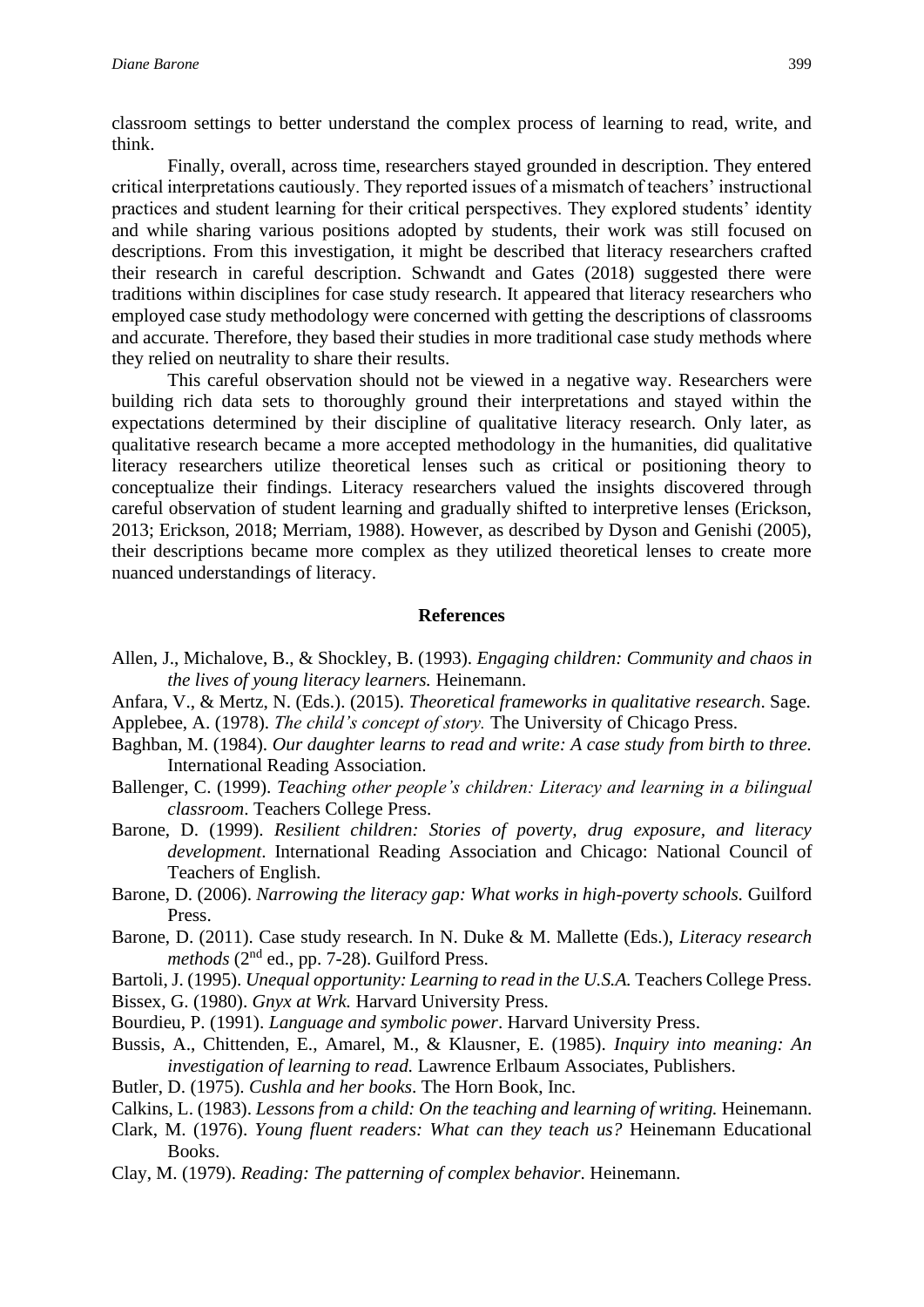classroom settings to better understand the complex process of learning to read, write, and think.

Finally, overall, across time, researchers stayed grounded in description. They entered critical interpretations cautiously. They reported issues of a mismatch of teachers' instructional practices and student learning for their critical perspectives. They explored students' identity and while sharing various positions adopted by students, their work was still focused on descriptions. From this investigation, it might be described that literacy researchers crafted their research in careful description. Schwandt and Gates (2018) suggested there were traditions within disciplines for case study research. It appeared that literacy researchers who employed case study methodology were concerned with getting the descriptions of classrooms and accurate. Therefore, they based their studies in more traditional case study methods where they relied on neutrality to share their results.

This careful observation should not be viewed in a negative way. Researchers were building rich data sets to thoroughly ground their interpretations and stayed within the expectations determined by their discipline of qualitative literacy research. Only later, as qualitative research became a more accepted methodology in the humanities, did qualitative literacy researchers utilize theoretical lenses such as critical or positioning theory to conceptualize their findings. Literacy researchers valued the insights discovered through careful observation of student learning and gradually shifted to interpretive lenses (Erickson, 2013; Erickson, 2018; Merriam, 1988). However, as described by Dyson and Genishi (2005), their descriptions became more complex as they utilized theoretical lenses to create more nuanced understandings of literacy.

## References

Allen, J., Michalove, B., & Shockley, B. (1993). *Engaging children: Community and chaos in the lives of young literacy learners.* Heinemann.

Anfara, V., & Mertz, N. (Eds.). (2015). *Theoretical frameworks in qualitative research*. Sage.

Applebee, A. (1978). *The child's concept of story.* The University of Chicago Press.

Baghban, M. (1984). *Our daughter learns to read and write: A case study from birth to three.* International Reading Association.

Ballenger, C. (1999). *Teaching other people's children: Literacy and learning in a bilingual classroom*. Teachers College Press.

Barone, D. (1999). *Resilient children: Stories of poverty, drug exposure, and literacy development*. International Reading Association and Chicago: National Council of Teachers of English.

Barone, D. (2006). *Narrowing the literacy gap: What works in high-poverty schools.* Guilford Press.

Barone, D. (2011). Case study research. In N. Duke & M. Mallette (Eds.), *Literacy research methods* (2nd ed., pp. 7-28). Guilford Press.

Bartoli, J. (1995). *Unequal opportunity: Learning to read in the U.S.A.* Teachers College Press.

Bissex, G. (1980). *Gnyx at Wrk.* Harvard University Press.

Bourdieu, P. (1991). *Language and symbolic power*. Harvard University Press.

Bussis, A., Chittenden, E., Amarel, M., & Klausner, E. (1985). *Inquiry into meaning: An investigation of learning to read.* Lawrence Erlbaum Associates, Publishers.

Butler, D. (1975). *Cushla and her books*. The Horn Book, Inc.

Calkins, L. (1983). *Lessons from a child: On the teaching and learning of writing.* Heinemann.

Clark, M. (1976). *Young fluent readers: What can they teach us?* Heinemann Educational Books.

Clay, M. (1979). *Reading: The patterning of complex behavior*. Heinemann.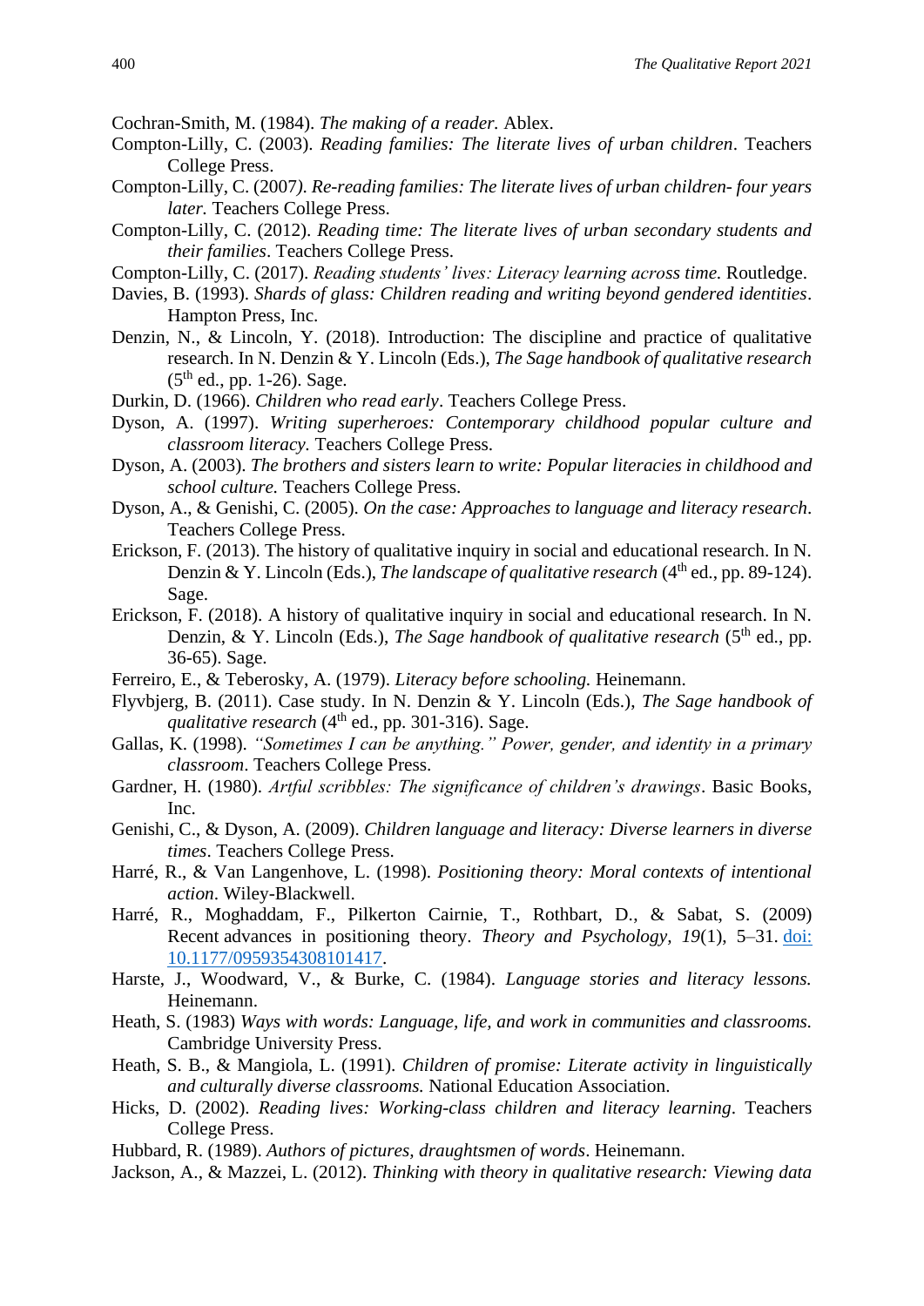Cochran-Smith, M. (1984). *The making of a reader.* Ablex.

Compton-Lilly, C. (2003). *Reading families: The literate lives of urban children*. Teachers College Press.

Compton-Lilly, C. (2007). *Re-reading families: The literate lives of urban children- four years later.* Teachers College Press.

Compton-Lilly, C. (2012). *Reading time: The literate lives of urban secondary students and their families*. Teachers College Press.

Compton-Lilly, C. (2017). *Reading students' lives: Literacy learning across time.* Routledge.

Davies, B. (1993). *Shards of glass: Children reading and writing beyond gendered identities*. Hampton Press, Inc.

Denzin, N., & Lincoln, Y. (2018). Introduction: The discipline and practice of qualitative research. In N. Denzin & Y. Lincoln (Eds.), *The Sage handbook of qualitative research* (5th ed., pp. 1-26). Sage.

Durkin, D. (1966). *Children who read early*. Teachers College Press.

Dyson, A. (1997). *Writing superheroes: Contemporary childhood popular culture and classroom literacy.* Teachers College Press.

Dyson, A. (2003). *The brothers and sisters learn to write: Popular literacies in childhood and school culture.* Teachers College Press.

Dyson, A., & Genishi, C. (2005). *On the case: Approaches to language and literacy research*. Teachers College Press.

Erickson, F. (2013). The history of qualitative inquiry in social and educational research. In N. Denzin & Y. Lincoln (Eds.), *The landscape of qualitative research* (4th ed., pp. 89-124). Sage.

Erickson, F. (2018). A history of qualitative inquiry in social and educational research. In N. Denzin, & Y. Lincoln (Eds.), *The Sage handbook of qualitative research* (5th ed., pp. 36-65). Sage.

Ferreiro, E., & Teberosky, A. (1979). *Literacy before schooling.* Heinemann.

Flyvbjerg, B. (2011). Case study. In N. Denzin & Y. Lincoln (Eds.), *The Sage handbook of qualitative research* (4th ed., pp. 301-316). Sage.

Gallas, K. (1998). *"Sometimes I can be anything." Power, gender, and identity in a primary classroom*. Teachers College Press.

Gardner, H. (1980). *Artful scribbles: The significance of children's drawings*. Basic Books, Inc.

Genishi, C., & Dyson, A. (2009). *Children language and literacy: Diverse learners in diverse times*. Teachers College Press.

Harré, R., & Van Langenhove, L. (1998). *Positioning theory: Moral contexts of intentional action*. Wiley-Blackwell.

Harré, R., Moghaddam, F., Pilkerton Cairnie, T., Rothbart, D., & Sabat, S. (2009) Recent advances in positioning theory. *Theory and Psychology, 19*(1), 5–31. doi: 10.1177/0959354308101417.

Harste, J., Woodward, V., & Burke, C. (1984). *Language stories and literacy lessons.* Heinemann.

Heath, S. (1983) *Ways with words: Language, life, and work in communities and classrooms.* Cambridge University Press.

Heath, S. B., & Mangiola, L. (1991). *Children of promise: Literate activity in linguistically and culturally diverse classrooms.* National Education Association.

Hicks, D. (2002). *Reading lives: Working-class children and literacy learning*. Teachers College Press.

Hubbard, R. (1989). *Authors of pictures, draughtsmen of words*. Heinemann.

Jackson, A., & Mazzei, L. (2012). *Thinking with theory in qualitative research: Viewing data*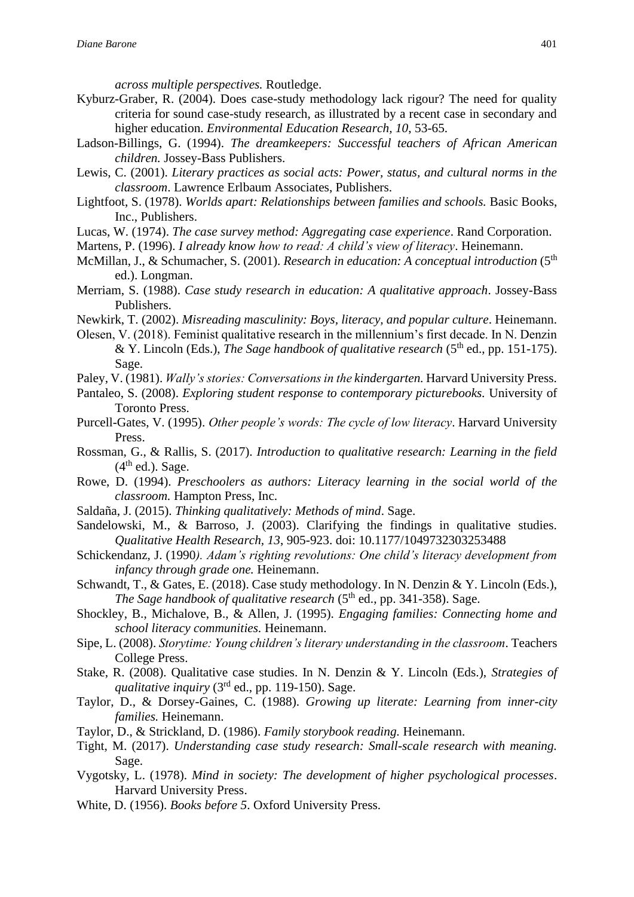*across multiple perspectives.* Routledge.

Kyburz-Graber, R. (2004). Does case-study methodology lack rigour? The need for quality criteria for sound case-study research, as illustrated by a recent case in secondary and higher education. *Environmental Education Research, 10*, 53-65.

Ladson-Billings, G. (1994). *The dreamkeepers: Successful teachers of African American children.* Jossey-Bass Publishers.

Lewis, C. (2001). *Literary practices as social acts: Power, status, and cultural norms in the classroom*. Lawrence Erlbaum Associates, Publishers.

Lightfoot, S. (1978). *Worlds apart: Relationships between families and schools.* Basic Books, Inc., Publishers.

Lucas, W. (1974). *The case survey method: Aggregating case experience*. Rand Corporation.

Martens, P. (1996). *I already know how to read: A child's view of literacy*. Heinemann.

McMillan, J., & Schumacher, S. (2001). *Research in education: A conceptual introduction* (5th ed.). Longman.

Merriam, S. (1988). *Case study research in education: A qualitative approach*. Jossey-Bass Publishers.

Newkirk, T. (2002). *Misreading masculinity: Boys, literacy, and popular culture*. Heinemann.

Olesen, V. (2018). Feminist qualitative research in the millennium's first decade. In N. Denzin & Y. Lincoln (Eds.), *The Sage handbook of qualitative research* (5th ed., pp. 151-175). Sage.

Paley, V. (1981). *Wally's stories: Conversations in the kindergarten.* Harvard University Press.

Pantaleo, S. (2008). *Exploring student response to contemporary picturebooks.* University of Toronto Press.

Purcell-Gates, V. (1995). *Other people's words: The cycle of low literacy*. Harvard University Press.

Rossman, G., & Rallis, S. (2017). *Introduction to qualitative research: Learning in the field* (4th ed.). Sage.

Rowe, D. (1994). *Preschoolers as authors: Literacy learning in the social world of the classroom.* Hampton Press, Inc.

Saldaña, J. (2015). *Thinking qualitatively: Methods of mind*. Sage.

Sandelowski, M., & Barroso, J. (2003). Clarifying the findings in qualitative studies. *Qualitative Health Research*, *13*, 905-923. doi: 10.1177/1049732303253488

Schickendanz, J. (1990*). Adam's righting revolutions: One child's literacy development from infancy through grade one.* Heinemann.

Schwandt, T., & Gates, E. (2018). Case study methodology. In N. Denzin & Y. Lincoln (Eds.), *The Sage handbook of qualitative research* (5th ed., pp. 341-358). Sage.

Shockley, B., Michalove, B., & Allen, J. (1995). *Engaging families: Connecting home and school literacy communities.* Heinemann.

Sipe, L. (2008). *Storytime: Young children's literary understanding in the classroom*. Teachers College Press.

Stake, R. (2008). Qualitative case studies. In N. Denzin & Y. Lincoln (Eds.), *Strategies of qualitative inquiry* (3rd ed., pp. 119-150). Sage.

Taylor, D., & Dorsey-Gaines, C. (1988). *Growing up literate: Learning from inner-city families.* Heinemann.

Taylor, D., & Strickland, D. (1986). *Family storybook reading.* Heinemann.

Tight, M. (2017). *Understanding case study research: Small-scale research with meaning.* Sage.

Vygotsky, L. (1978). *Mind in society: The development of higher psychological processes*. Harvard University Press.

White, D. (1956). *Books before 5*. Oxford University Press.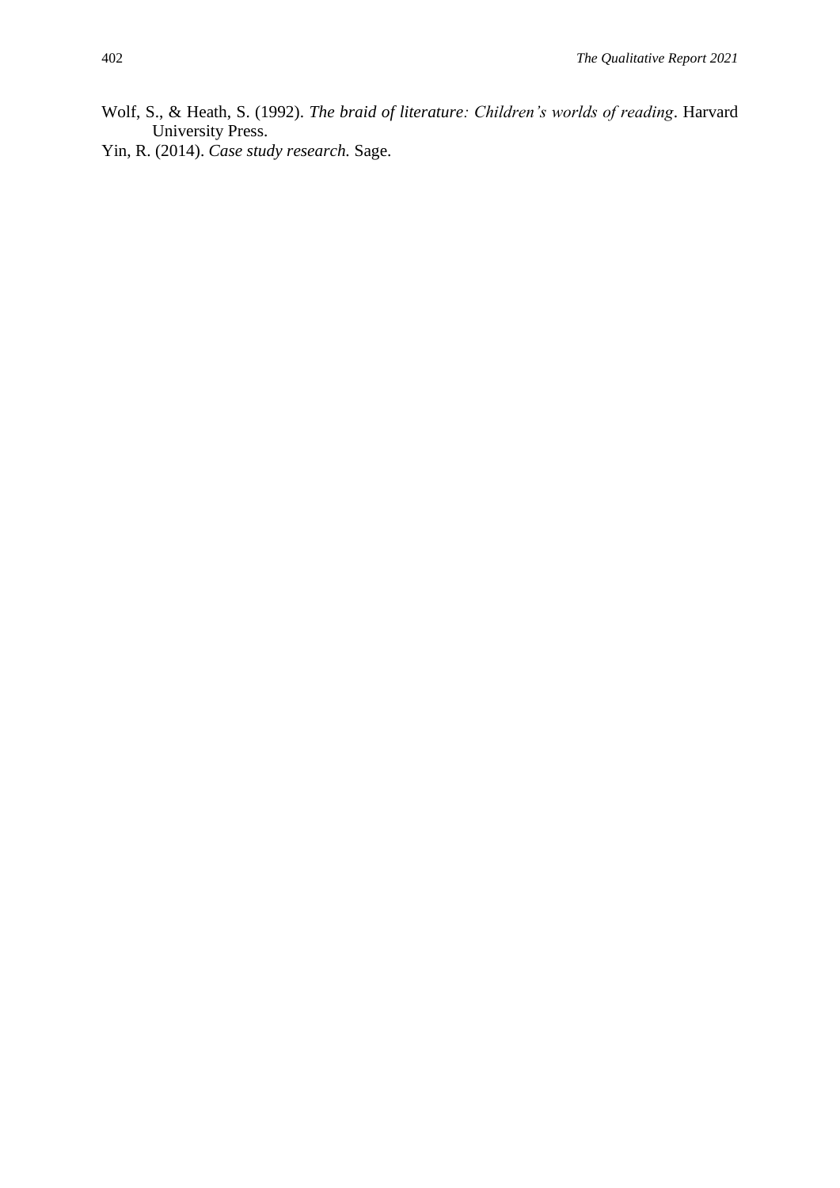Wolf, S., & Heath, S. (1992). *The braid of literature: Children's worlds of reading*. Harvard University Press.

Yin, R. (2014). *Case study research.* Sage.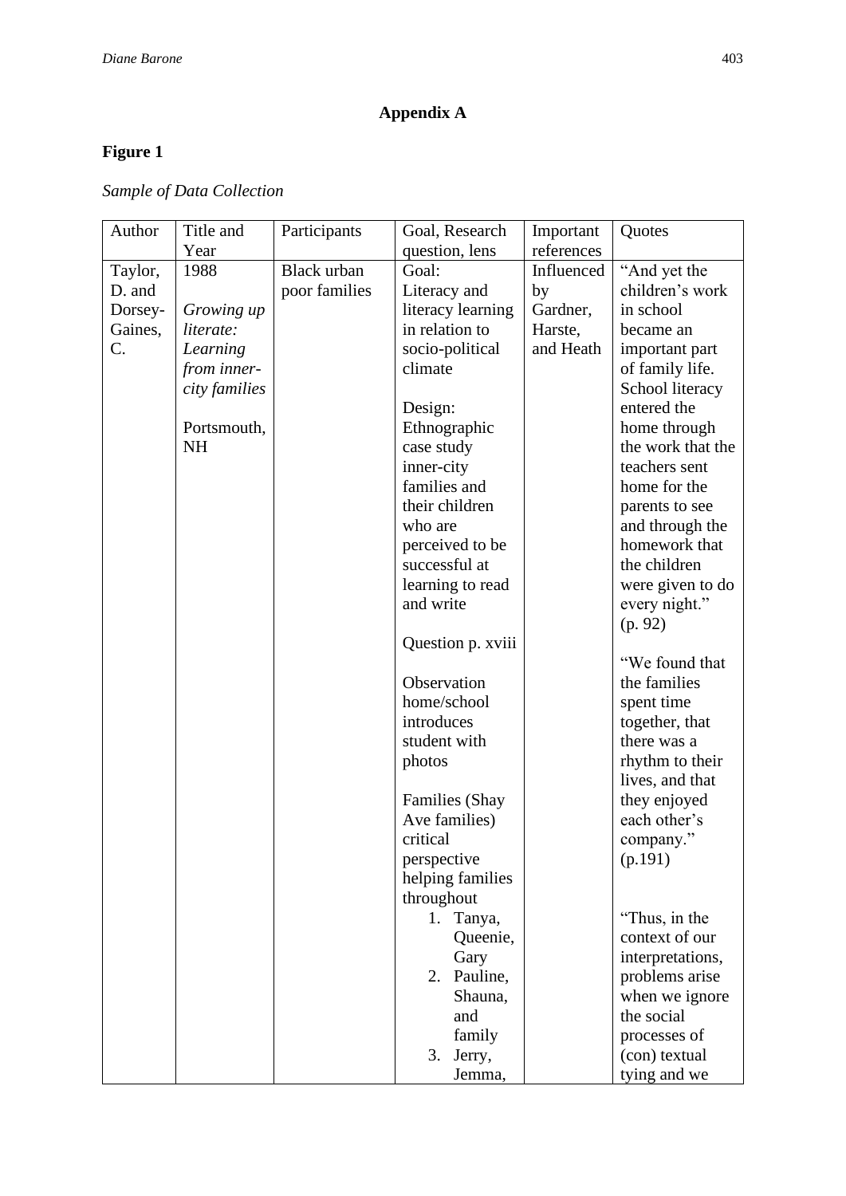# Appendix A

## Figure 1

*Sample of Data Collection*

| Author | Title and Year | Participants | Goal, Research question, lens | Important references | Quotes |
|---|---|---|---|---|---|
| Taylor, D. and Dorsey-Gaines, C. | 1988<br><br>*Growing up literate: Learning from inner-city families*<br><br>Portsmouth, NH | Black urban poor families | Goal:<br>Literacy and literacy learning in relation to socio-political climate<br><br>Design:<br>Ethnographic case study inner-city families and their children who are perceived to be successful at learning to read and write<br><br>Question p. xviii<br><br>Observation home/school introduces student with photos<br><br>Families (Shay Ave families) critical perspective helping families throughout<br>1. Tanya, Queenie, Gary<br>2. Pauline, Shauna, and family<br>3. Jerry, Jemma, | Influenced by Gardner, Harste, and Heath | "And yet the children's work in school became an important part of family life. School literacy entered the home through the work that the teachers sent home for the parents to see and through the homework that the children were given to do every night." (p. 92)<br><br>"We found that the families spent time together, that there was a rhythm to their lives, and that they enjoyed each other's company." (p.191)<br><br>"Thus, in the context of our interpretations, problems arise when we ignore the social processes of (con) textual tying and we |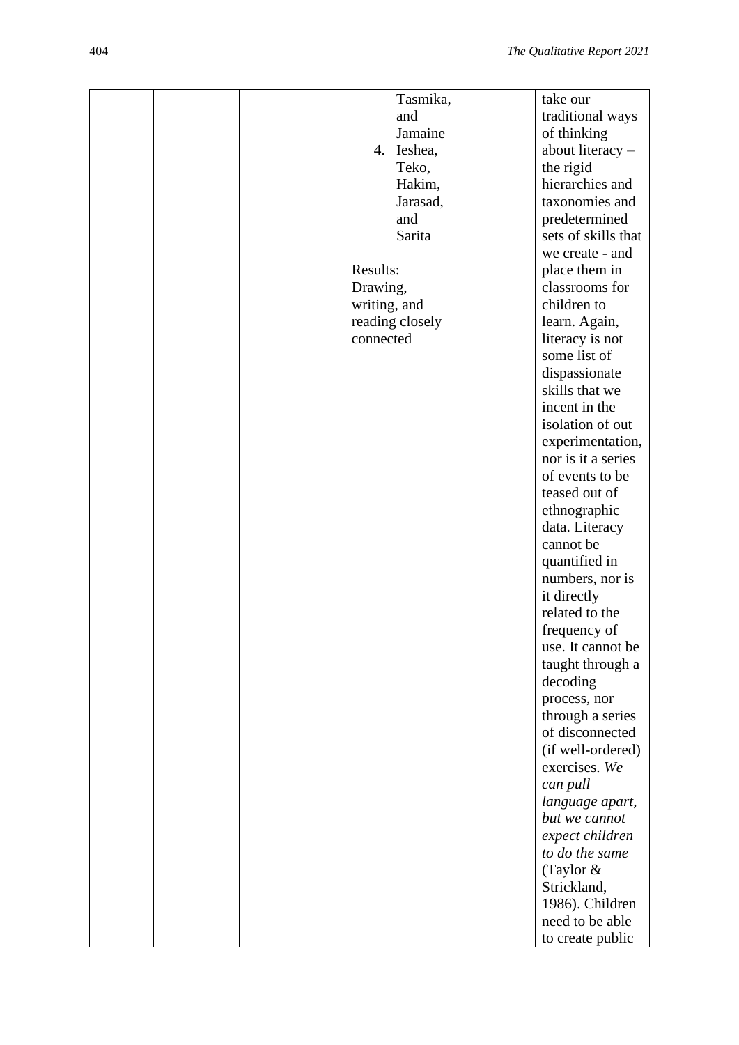|  |  |  | Tasmika, and Jamaine<br>4. Ieshea, Teko, Hakim, Jarasad, and Sarita<br><br>Results: Drawing, writing, and reading closely connected |  | take our traditional ways of thinking about literacy – the rigid hierarchies and taxonomies and predetermined sets of skills that we create - and place them in classrooms for children to learn. Again, literacy is not some list of dispassionate skills that we incent in the isolation of out experimentation, nor is it a series of events to be teased out of ethnographic data. Literacy cannot be quantified in numbers, nor is it directly related to the frequency of use. It cannot be taught through a decoding process, nor through a series of disconnected (if well-ordered) exercises. *We can pull language apart, but we cannot expect children to do the same* (Taylor & Strickland, 1986). Children need to be able to create public |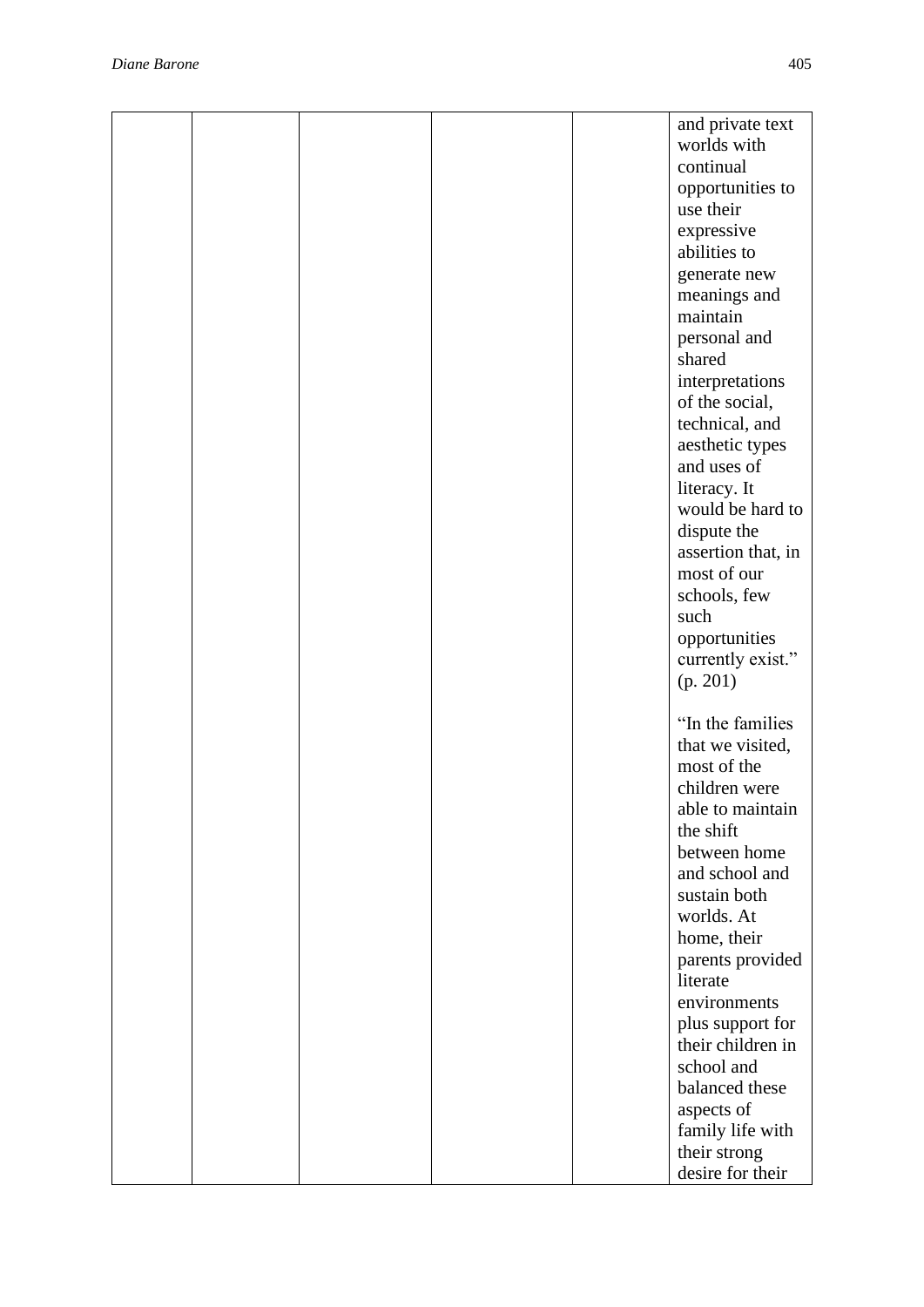|  |  |  |  |  | and private text worlds with continual opportunities to use their expressive abilities to generate new meanings and maintain personal and shared interpretations of the social, technical, and aesthetic types and uses of literacy. It would be hard to dispute the assertion that, in most of our schools, few such opportunities currently exist." (p. 201)<br><br>"In the families that we visited, most of the children were able to maintain the shift between home and school and sustain both worlds. At home, their parents provided literate environments plus support for their children in school and balanced these aspects of family life with their strong desire for their |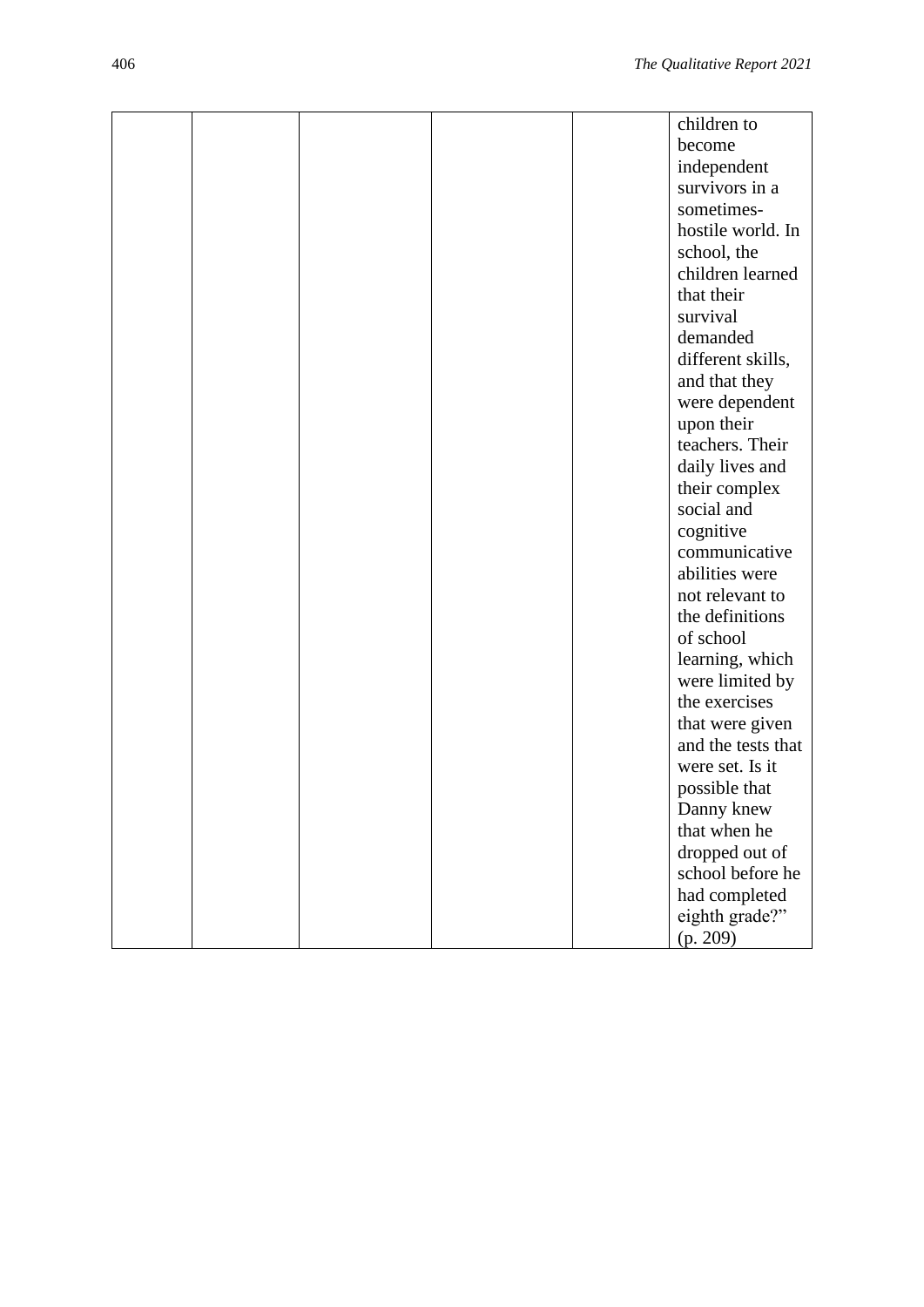| | | | | | |
|---|---|---|---|---|---|
| | | | | | children to become independent survivors in a sometimes-hostile world. In school, the children learned that their survival demanded different skills, and that they were dependent upon their teachers. Their daily lives and their complex social and cognitive communicative abilities were not relevant to the definitions of school learning, which were limited by the exercises that were given and the tests that were set. Is it possible that Danny knew that when he dropped out of school before he had completed eighth grade?" (p. 209) |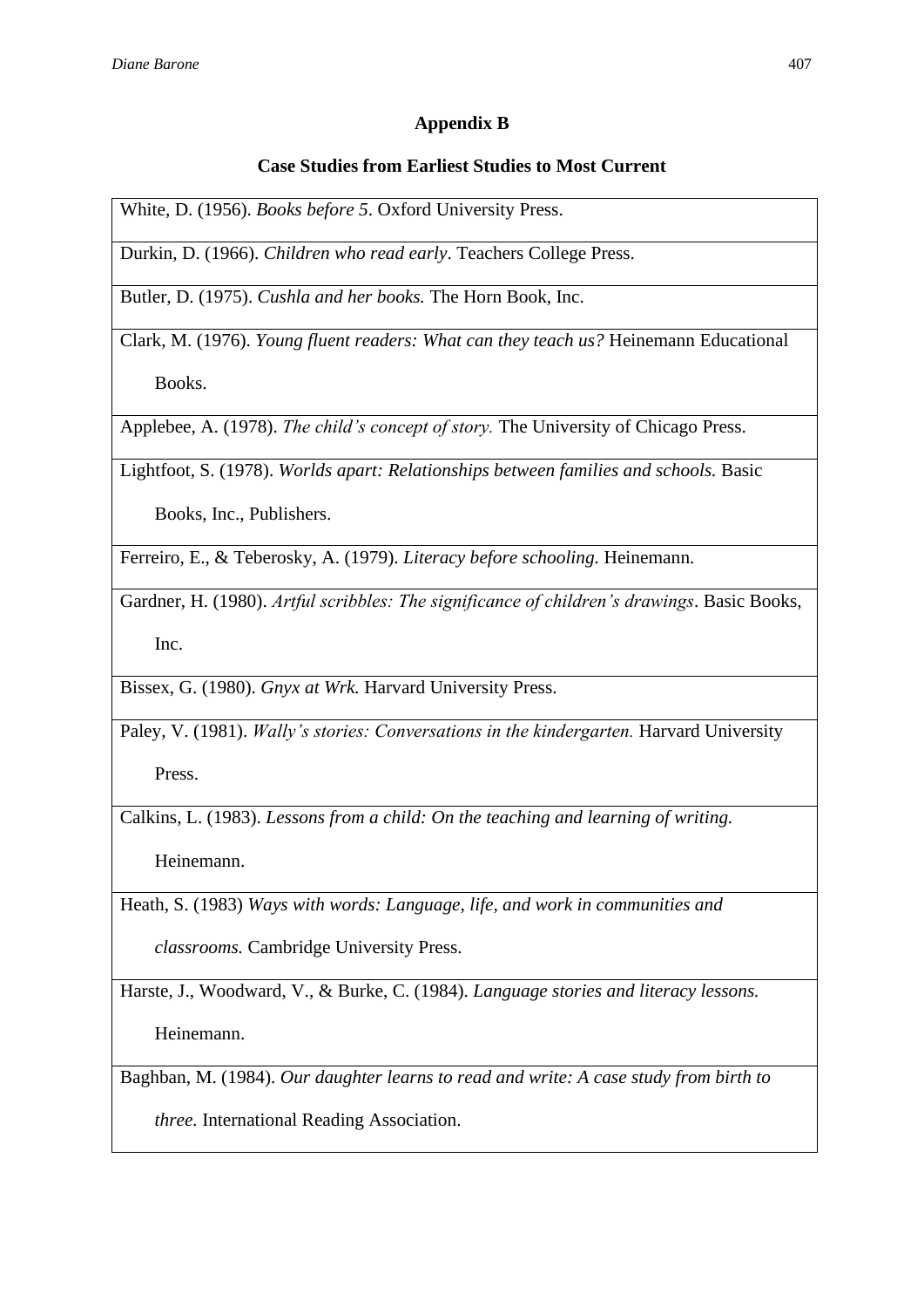## Appendix B

### Case Studies from Earliest Studies to Most Current

| |
|---|
| White, D. (1956). *Books before 5*. Oxford University Press. |
| Durkin, D. (1966). *Children who read early*. Teachers College Press. |
| Butler, D. (1975). *Cushla and her books.* The Horn Book, Inc. |
| Clark, M. (1976). *Young fluent readers: What can they teach us?* Heinemann Educational Books. |
| Applebee, A. (1978). *The child's concept of story.* The University of Chicago Press. |
| Lightfoot, S. (1978). *Worlds apart: Relationships between families and schools.* Basic Books, Inc., Publishers. |
| Ferreiro, E., & Teberosky, A. (1979). *Literacy before schooling.* Heinemann. |
| Gardner, H. (1980). *Artful scribbles: The significance of children's drawings*. Basic Books, Inc. |
| Bissex, G. (1980). *Gnyx at Wrk.* Harvard University Press. |
| Paley, V. (1981). *Wally's stories: Conversations in the kindergarten.* Harvard University Press. |
| Calkins, L. (1983). *Lessons from a child: On the teaching and learning of writing.* Heinemann. |
| Heath, S. (1983) *Ways with words: Language, life, and work in communities and classrooms.* Cambridge University Press. |
| Harste, J., Woodward, V., & Burke, C. (1984). *Language stories and literacy lessons.* Heinemann. |
| Baghban, M. (1984). *Our daughter learns to read and write: A case study from birth to three.* International Reading Association. |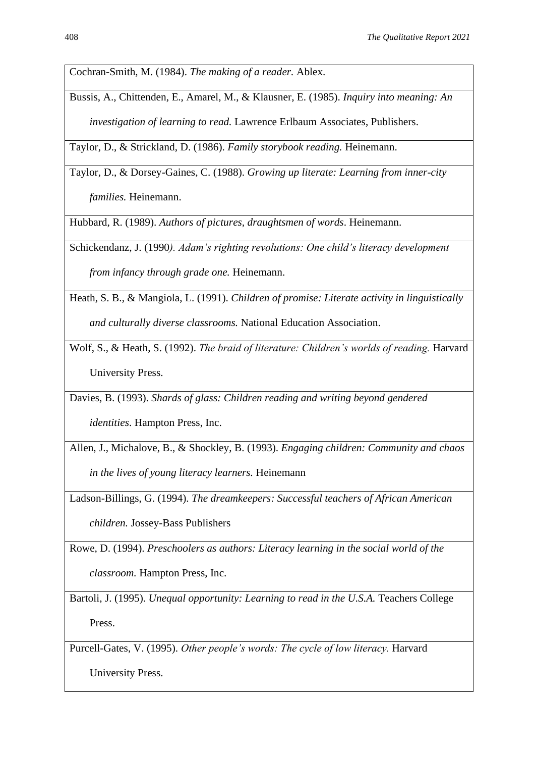| |
|---|
| Cochran-Smith, M. (1984). *The making of a reader.* Ablex. |
| Bussis, A., Chittenden, E., Amarel, M., & Klausner, E. (1985). *Inquiry into meaning: An investigation of learning to read.* Lawrence Erlbaum Associates, Publishers. |
| Taylor, D., & Strickland, D. (1986). *Family storybook reading.* Heinemann. |
| Taylor, D., & Dorsey-Gaines, C. (1988). *Growing up literate: Learning from inner-city families.* Heinemann. |
| Hubbard, R. (1989). *Authors of pictures, draughtsmen of words*. Heinemann. |
| Schickendanz, J. (1990*). Adam's righting revolutions: One child's literacy development from infancy through grade one.* Heinemann. |
| Heath, S. B., & Mangiola, L. (1991). *Children of promise: Literate activity in linguistically and culturally diverse classrooms.* National Education Association. |
| Wolf, S., & Heath, S. (1992). *The braid of literature: Children's worlds of reading.* Harvard University Press. |
| Davies, B. (1993). *Shards of glass: Children reading and writing beyond gendered identities*. Hampton Press, Inc. |
| Allen, J., Michalove, B., & Shockley, B. (1993). *Engaging children: Community and chaos in the lives of young literacy learners*. Heinemann |
| Ladson-Billings, G. (1994). *The dreamkeepers: Successful teachers of African American children.* Jossey-Bass Publishers |
| Rowe, D. (1994). *Preschoolers as authors: Literacy learning in the social world of the classroom.* Hampton Press, Inc. |
| Bartoli, J. (1995). *Unequal opportunity: Learning to read in the U.S.A.* Teachers College Press. |
| Purcell-Gates, V. (1995). *Other people's words: The cycle of low literacy.* Harvard University Press. |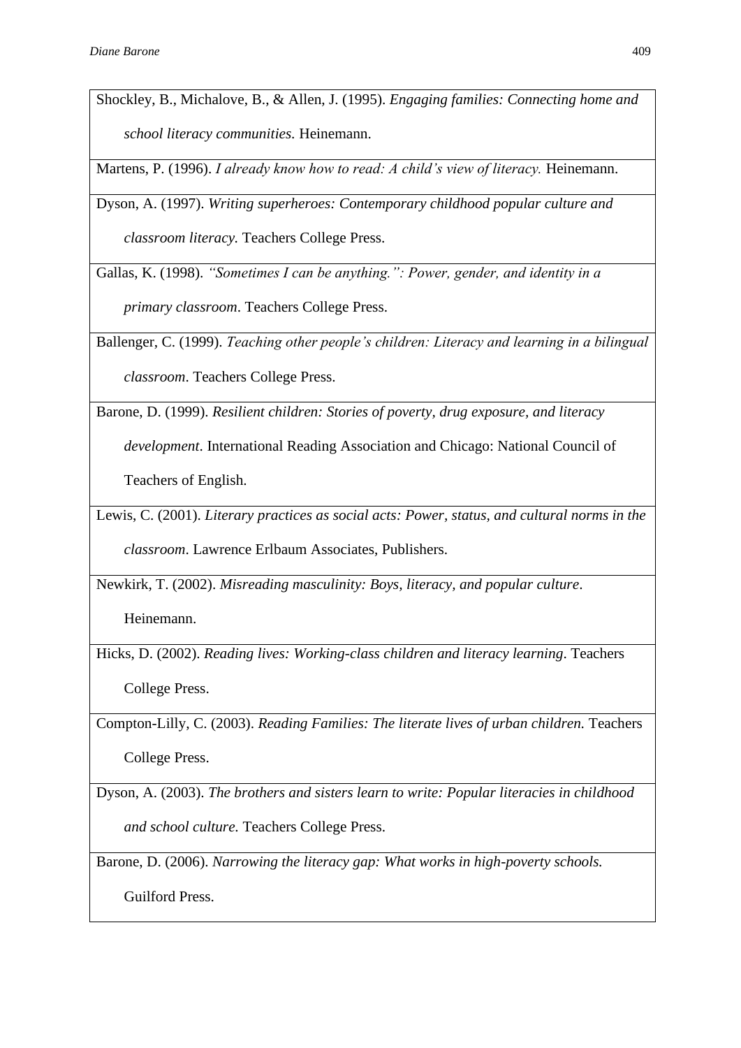| |
|---|
| Shockley, B., Michalove, B., & Allen, J. (1995). *Engaging families: Connecting home and school literacy communities.* Heinemann. |
| Martens, P. (1996). *I already know how to read: A child's view of literacy.* Heinemann. |
| Dyson, A. (1997). *Writing superheroes: Contemporary childhood popular culture and classroom literacy.* Teachers College Press. |
| Gallas, K. (1998). *"Sometimes I can be anything.": Power, gender, and identity in a primary classroom*. Teachers College Press. |
| Ballenger, C. (1999). *Teaching other people's children: Literacy and learning in a bilingual classroom*. Teachers College Press. |
| Barone, D. (1999). *Resilient children: Stories of poverty, drug exposure, and literacy development*. International Reading Association and Chicago: National Council of Teachers of English. |
| Lewis, C. (2001). *Literary practices as social acts: Power, status, and cultural norms in the classroom*. Lawrence Erlbaum Associates, Publishers. |
| Newkirk, T. (2002). *Misreading masculinity: Boys, literacy, and popular culture*. Heinemann. |
| Hicks, D. (2002). *Reading lives: Working-class children and literacy learning*. Teachers College Press. |
| Compton-Lilly, C. (2003). *Reading Families: The literate lives of urban children.* Teachers College Press. |
| Dyson, A. (2003). *The brothers and sisters learn to write: Popular literacies in childhood and school culture.* Teachers College Press. |
| Barone, D. (2006). *Narrowing the literacy gap: What works in high-poverty schools.* Guilford Press. |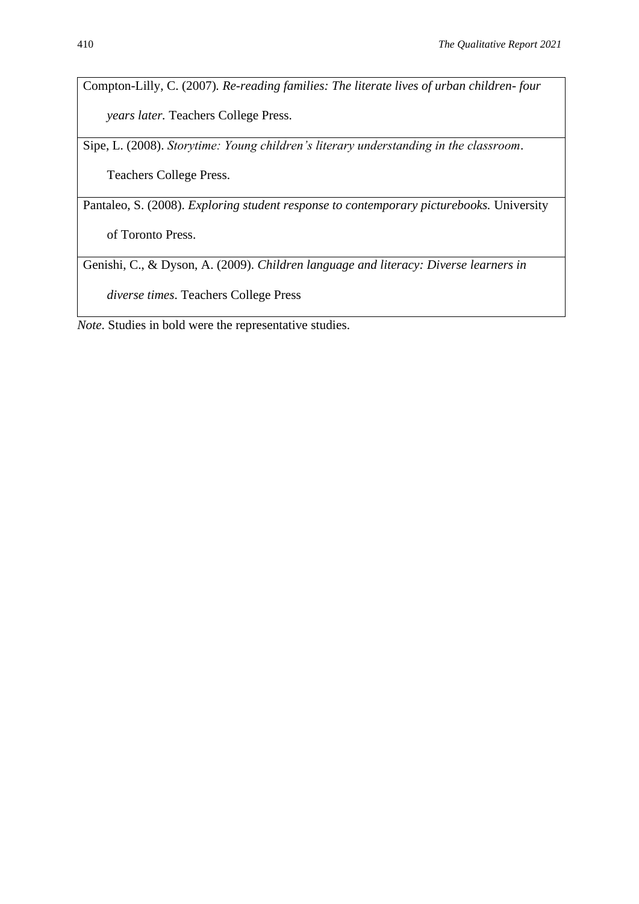| |
|---|
| Compton-Lilly, C. (2007). *Re-reading families: The literate lives of urban children- four years later.* Teachers College Press. |
| Sipe, L. (2008). *Storytime: Young children's literary understanding in the classroom*. Teachers College Press. |
| Pantaleo, S. (2008). *Exploring student response to contemporary picturebooks.* University of Toronto Press. |
| Genishi, C., & Dyson, A. (2009). *Children language and literacy: Diverse learners in diverse times*. Teachers College Press |

*Note.* Studies in bold were the representative studies.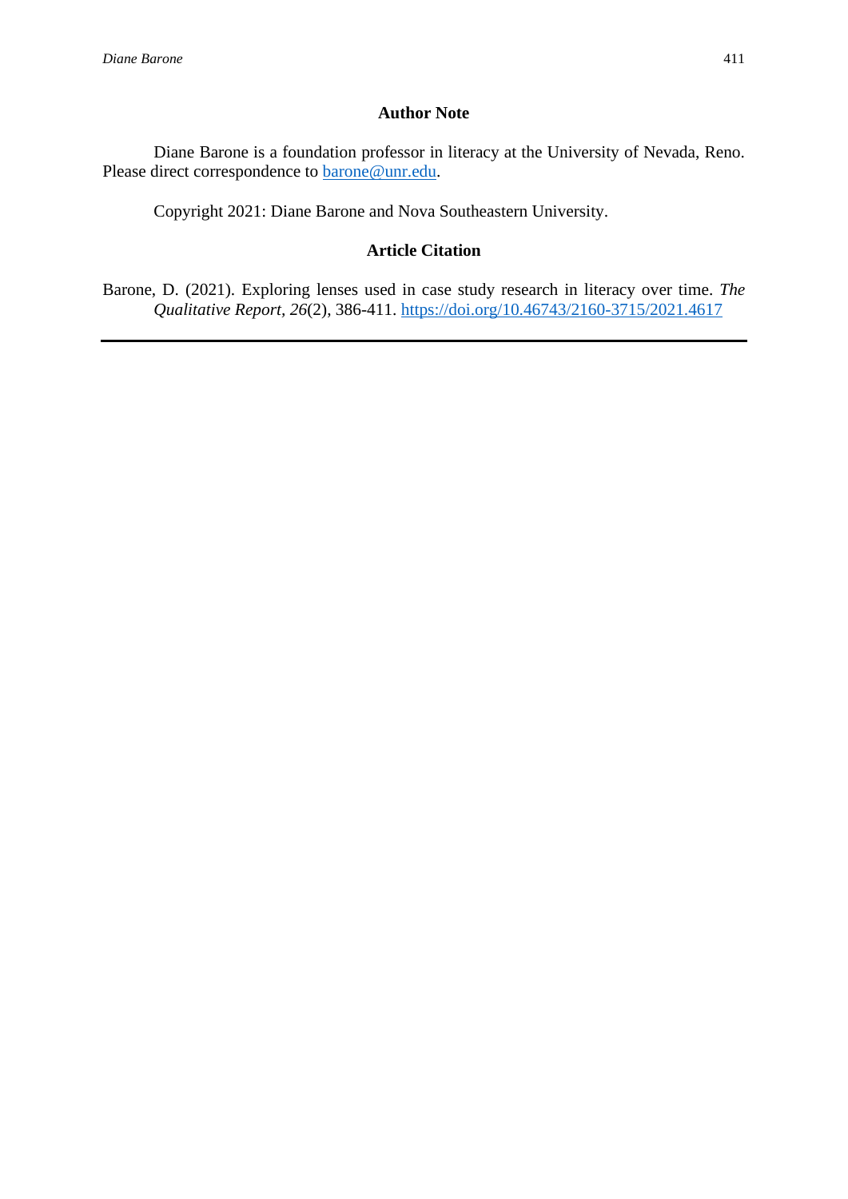## Author Note

Diane Barone is a foundation professor in literacy at the University of Nevada, Reno. Please direct correspondence to [barone@unr.edu](mailto:barone@unr.edu).

Copyright 2021: Diane Barone and Nova Southeastern University.

## Article Citation

Barone, D. (2021). Exploring lenses used in case study research in literacy over time. *The Qualitative Report, 26*(2), 386-411. [https://doi.org/10.46743/2160-3715/2021.4617](https://doi.org/10.46743/2160-3715/2021.4617)